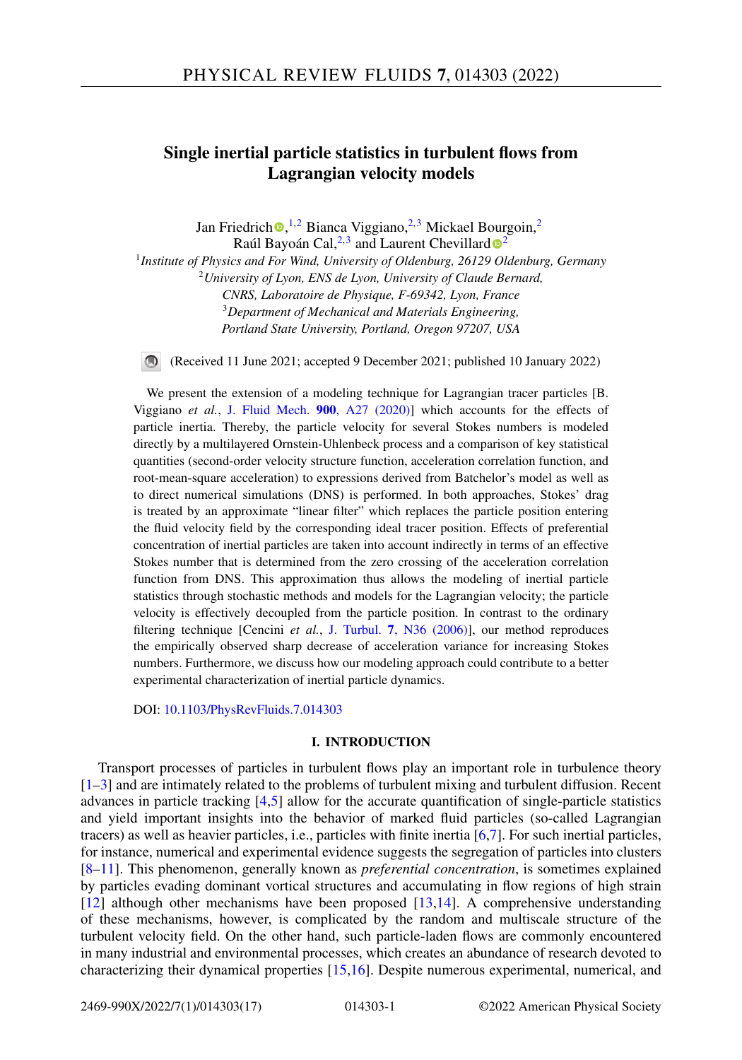# Single inertial particle statistics in turbulent flows from Lagrangian velocity models

Jan Friedrich,[1,2] Bianca Viggiano,[2,3] Mickael Bourgoin,[2] Raúl Bayoán Cal,[2,3] and Laurent Chevillard[2]

[1]*Institute of Physics and For Wind, University of Oldenburg, 26129 Oldenburg, Germany*
[2]*University of Lyon, ENS de Lyon, University of Claude Bernard, CNRS, Laboratoire de Physique, F-69342, Lyon, France*
[3]*Department of Mechanical and Materials Engineering, Portland State University, Portland, Oregon 97207, USA*

(Received 11 June 2021; accepted 9 December 2021; published 10 January 2022)

We present the extension of a modeling technique for Lagrangian tracer particles [B. Viggiano *et al.*, J. Fluid Mech. **900**, A27 (2020)] which accounts for the effects of particle inertia. Thereby, the particle velocity for several Stokes numbers is modeled directly by a multilayered Ornstein-Uhlenbeck process and a comparison of key statistical quantities (second-order velocity structure function, acceleration correlation function, and root-mean-square acceleration) to expressions derived from Batchelor's model as well as to direct numerical simulations (DNS) is performed. In both approaches, Stokes' drag is treated by an approximate "linear filter" which replaces the particle position entering the fluid velocity field by the corresponding ideal tracer position. Effects of preferential concentration of inertial particles are taken into account indirectly in terms of an effective Stokes number that is determined from the zero crossing of the acceleration correlation function from DNS. This approximation thus allows the modeling of inertial particle statistics through stochastic methods and models for the Lagrangian velocity; the particle velocity is effectively decoupled from the particle position. In contrast to the ordinary filtering technique [Cencini *et al.*, J. Turbul. **7**, N36 (2006)], our method reproduces the empirically observed sharp decrease of acceleration variance for increasing Stokes numbers. Furthermore, we discuss how our modeling approach could contribute to a better experimental characterization of inertial particle dynamics.

DOI: 10.1103/PhysRevFluids.7.014303

## I. INTRODUCTION

Transport processes of particles in turbulent flows play an important role in turbulence theory [1–3] and are intimately related to the problems of turbulent mixing and turbulent diffusion. Recent advances in particle tracking [4,5] allow for the accurate quantification of single-particle statistics and yield important insights into the behavior of marked fluid particles (so-called Lagrangian tracers) as well as heavier particles, i.e., particles with finite inertia [6,7]. For such inertial particles, for instance, numerical and experimental evidence suggests the segregation of particles into clusters [8–11]. This phenomenon, generally known as *preferential concentration*, is sometimes explained by particles evading dominant vortical structures and accumulating in flow regions of high strain [12] although other mechanisms have been proposed [13,14]. A comprehensive understanding of these mechanisms, however, is complicated by the random and multiscale structure of the turbulent velocity field. On the other hand, such particle-laden flows are commonly encountered in many industrial and environmental processes, which creates an abundance of research devoted to characterizing their dynamical properties [15,16]. Despite numerous experimental, numerical, and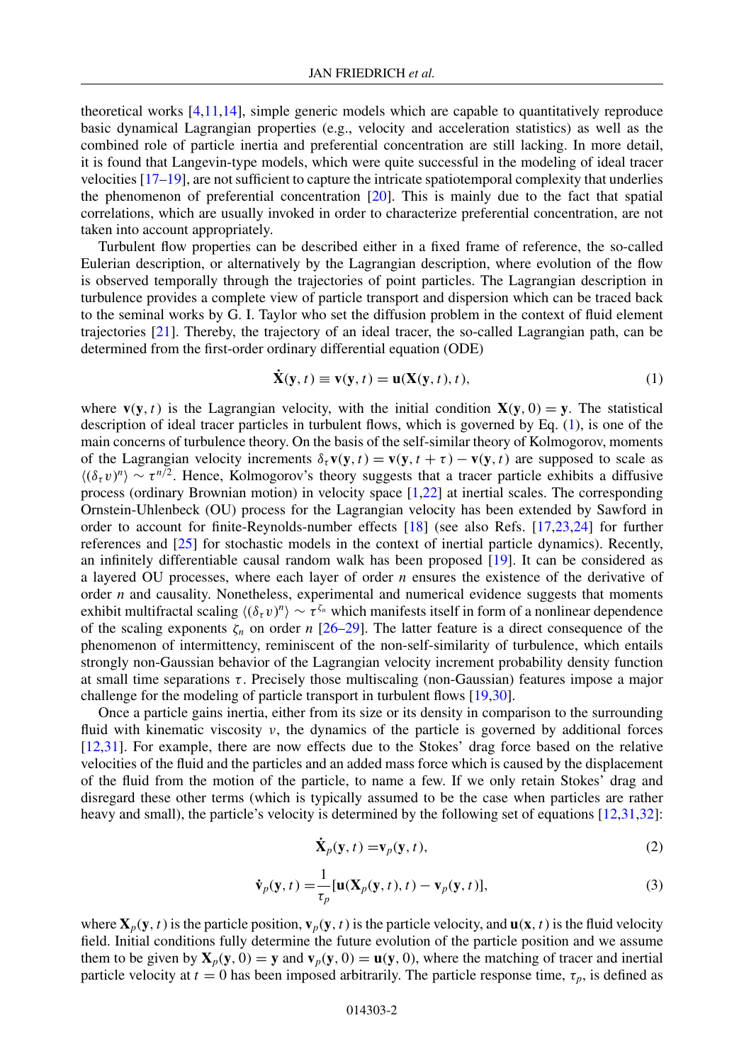theoretical works [4,11,14], simple generic models which are capable to quantitatively reproduce basic dynamical Lagrangian properties (e.g., velocity and acceleration statistics) as well as the combined role of particle inertia and preferential concentration are still lacking. In more detail, it is found that Langevin-type models, which were quite successful in the modeling of ideal tracer velocities [17–19], are not sufficient to capture the intricate spatiotemporal complexity that underlies the phenomenon of preferential concentration [20]. This is mainly due to the fact that spatial correlations, which are usually invoked in order to characterize preferential concentration, are not taken into account appropriately.

Turbulent flow properties can be described either in a fixed frame of reference, the so-called Eulerian description, or alternatively by the Lagrangian description, where evolution of the flow is observed temporally through the trajectories of point particles. The Lagrangian description in turbulence provides a complete view of particle transport and dispersion which can be traced back to the seminal works by G. I. Taylor who set the diffusion problem in the context of fluid element trajectories [21]. Thereby, the trajectory of an ideal tracer, the so-called Lagrangian path, can be determined from the first-order ordinary differential equation (ODE)

$$\dot{\mathbf{X}}(\mathbf{y}, t) \equiv \mathbf{v}(\mathbf{y}, t) = \mathbf{u}(\mathbf{X}(\mathbf{y}, t), t), \tag{1}$$

where $\mathbf{v}(\mathbf{y}, t)$ is the Lagrangian velocity, with the initial condition $\mathbf{X}(\mathbf{y}, 0) = \mathbf{y}$. The statistical description of ideal tracer particles in turbulent flows, which is governed by Eq. (1), is one of the main concerns of turbulence theory. On the basis of the self-similar theory of Kolmogorov, moments of the Lagrangian velocity increments $\delta_\tau \mathbf{v}(\mathbf{y}, t) = \mathbf{v}(\mathbf{y}, t + \tau) - \mathbf{v}(\mathbf{y}, t)$ are supposed to scale as $\langle (\delta_\tau v)^n \rangle \sim \tau^{n/2}$. Hence, Kolmogorov's theory suggests that a tracer particle exhibits a diffusive process (ordinary Brownian motion) in velocity space [1,22] at inertial scales. The corresponding Ornstein-Uhlenbeck (OU) process for the Lagrangian velocity has been extended by Sawford in order to account for finite-Reynolds-number effects [18] (see also Refs. [17,23,24] for further references and [25] for stochastic models in the context of inertial particle dynamics). Recently, an infinitely differentiable causal random walk has been proposed [19]. It can be considered as a layered OU processes, where each layer of order $n$ ensures the existence of the derivative of order $n$ and causality. Nonetheless, experimental and numerical evidence suggests that moments exhibit multifractal scaling $\langle (\delta_\tau v)^n \rangle \sim \tau^{\zeta_n}$ which manifests itself in form of a nonlinear dependence of the scaling exponents $\zeta_n$ on order $n$ [26–29]. The latter feature is a direct consequence of the phenomenon of intermittency, reminiscent of the non-self-similarity of turbulence, which entails strongly non-Gaussian behavior of the Lagrangian velocity increment probability density function at small time separations $\tau$. Precisely those multiscaling (non-Gaussian) features impose a major challenge for the modeling of particle transport in turbulent flows [19,30].

Once a particle gains inertia, either from its size or its density in comparison to the surrounding fluid with kinematic viscosity $\nu$, the dynamics of the particle is governed by additional forces [12,31]. For example, there are now effects due to the Stokes' drag force based on the relative velocities of the fluid and the particles and an added mass force which is caused by the displacement of the fluid from the motion of the particle, to name a few. If we only retain Stokes' drag and disregard these other terms (which is typically assumed to be the case when particles are rather heavy and small), the particle's velocity is determined by the following set of equations [12,31,32]:

$$\dot{\mathbf{X}}_p(\mathbf{y}, t) = \mathbf{v}_p(\mathbf{y}, t), \tag{2}$$

$$\dot{\mathbf{v}}_p(\mathbf{y}, t) = \frac{1}{\tau_p}[\mathbf{u}(\mathbf{X}_p(\mathbf{y}, t), t) - \mathbf{v}_p(\mathbf{y}, t)], \tag{3}$$

where $\mathbf{X}_p(\mathbf{y}, t)$ is the particle position, $\mathbf{v}_p(\mathbf{y}, t)$ is the particle velocity, and $\mathbf{u}(\mathbf{x}, t)$ is the fluid velocity field. Initial conditions fully determine the future evolution of the particle position and we assume them to be given by $\mathbf{X}_p(\mathbf{y}, 0) = \mathbf{y}$ and $\mathbf{v}_p(\mathbf{y}, 0) = \mathbf{u}(\mathbf{y}, 0)$, where the matching of tracer and inertial particle velocity at $t = 0$ has been imposed arbitrarily. The particle response time, $\tau_p$, is defined as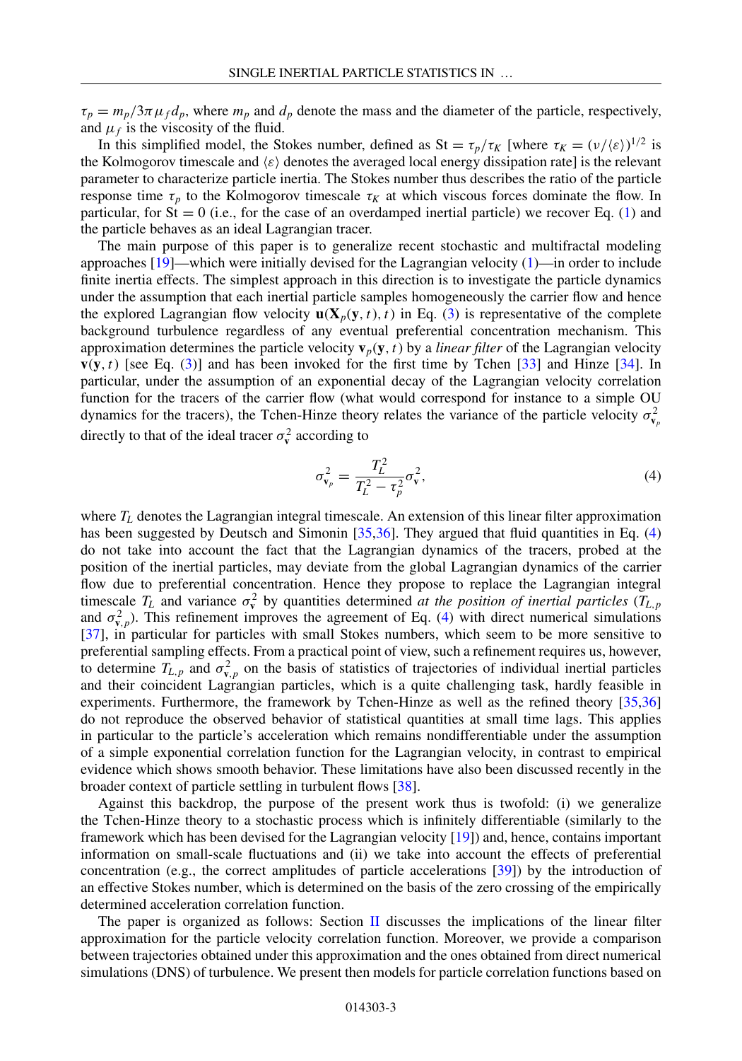$\tau_p = m_p/3\pi\mu_f d_p$, where $m_p$ and $d_p$ denote the mass and the diameter of the particle, respectively, and $\mu_f$ is the viscosity of the fluid.

In this simplified model, the Stokes number, defined as $\mathrm{St} = \tau_p/\tau_K$ [where $\tau_K = (\nu/\langle\varepsilon\rangle)^{1/2}$ is the Kolmogorov timescale and $\langle\varepsilon\rangle$ denotes the averaged local energy dissipation rate] is the relevant parameter to characterize particle inertia. The Stokes number thus describes the ratio of the particle response time $\tau_p$ to the Kolmogorov timescale $\tau_K$ at which viscous forces dominate the flow. In particular, for $\mathrm{St} = 0$ (i.e., for the case of an overdamped inertial particle) we recover Eq. (1) and the particle behaves as an ideal Lagrangian tracer.

The main purpose of this paper is to generalize recent stochastic and multifractal modeling approaches [19]—which were initially devised for the Lagrangian velocity (1)—in order to include finite inertia effects. The simplest approach in this direction is to investigate the particle dynamics under the assumption that each inertial particle samples homogeneously the carrier flow and hence the explored Lagrangian flow velocity $\mathbf{u}(\mathbf{X}_p(\mathbf{y},t),t)$ in Eq. (3) is representative of the complete background turbulence regardless of any eventual preferential concentration mechanism. This approximation determines the particle velocity $\mathbf{v}_p(\mathbf{y},t)$ by a *linear filter* of the Lagrangian velocity $\mathbf{v}(\mathbf{y},t)$ [see Eq. (3)] and has been invoked for the first time by Tchen [33] and Hinze [34]. In particular, under the assumption of an exponential decay of the Lagrangian velocity correlation function for the tracers of the carrier flow (what would correspond for instance to a simple OU dynamics for the tracers), the Tchen-Hinze theory relates the variance of the particle velocity $\sigma^2_{\mathbf{v}_p}$ directly to that of the ideal tracer $\sigma^2_{\mathbf{v}}$ according to

$$\sigma^2_{\mathbf{v}_p} = \frac{T_L^2}{T_L^2 - \tau_p^2}\sigma^2_{\mathbf{v}}, \tag{4}$$

where $T_L$ denotes the Lagrangian integral timescale. An extension of this linear filter approximation has been suggested by Deutsch and Simonin [35,36]. They argued that fluid quantities in Eq. (4) do not take into account the fact that the Lagrangian dynamics of the tracers, probed at the position of the inertial particles, may deviate from the global Lagrangian dynamics of the carrier flow due to preferential concentration. Hence they propose to replace the Lagrangian integral timescale $T_L$ and variance $\sigma^2_{\mathbf{v}}$ by quantities determined *at the position of inertial particles* ($T_{L,p}$ and $\sigma^2_{\mathbf{v},p}$). This refinement improves the agreement of Eq. (4) with direct numerical simulations [37], in particular for particles with small Stokes numbers, which seem to be more sensitive to preferential sampling effects. From a practical point of view, such a refinement requires us, however, to determine $T_{L,p}$ and $\sigma^2_{\mathbf{v},p}$ on the basis of statistics of trajectories of individual inertial particles and their coincident Lagrangian particles, which is a quite challenging task, hardly feasible in experiments. Furthermore, the framework by Tchen-Hinze as well as the refined theory [35,36] do not reproduce the observed behavior of statistical quantities at small time lags. This applies in particular to the particle's acceleration which remains nondifferentiable under the assumption of a simple exponential correlation function for the Lagrangian velocity, in contrast to empirical evidence which shows smooth behavior. These limitations have also been discussed recently in the broader context of particle settling in turbulent flows [38].

Against this backdrop, the purpose of the present work thus is twofold: (i) we generalize the Tchen-Hinze theory to a stochastic process which is infinitely differentiable (similarly to the framework which has been devised for the Lagrangian velocity [19]) and, hence, contains important information on small-scale fluctuations and (ii) we take into account the effects of preferential concentration (e.g., the correct amplitudes of particle accelerations [39]) by the introduction of an effective Stokes number, which is determined on the basis of the zero crossing of the empirically determined acceleration correlation function.

The paper is organized as follows: Section II discusses the implications of the linear filter approximation for the particle velocity correlation function. Moreover, we provide a comparison between trajectories obtained under this approximation and the ones obtained from direct numerical simulations (DNS) of turbulence. We present then models for particle correlation functions based on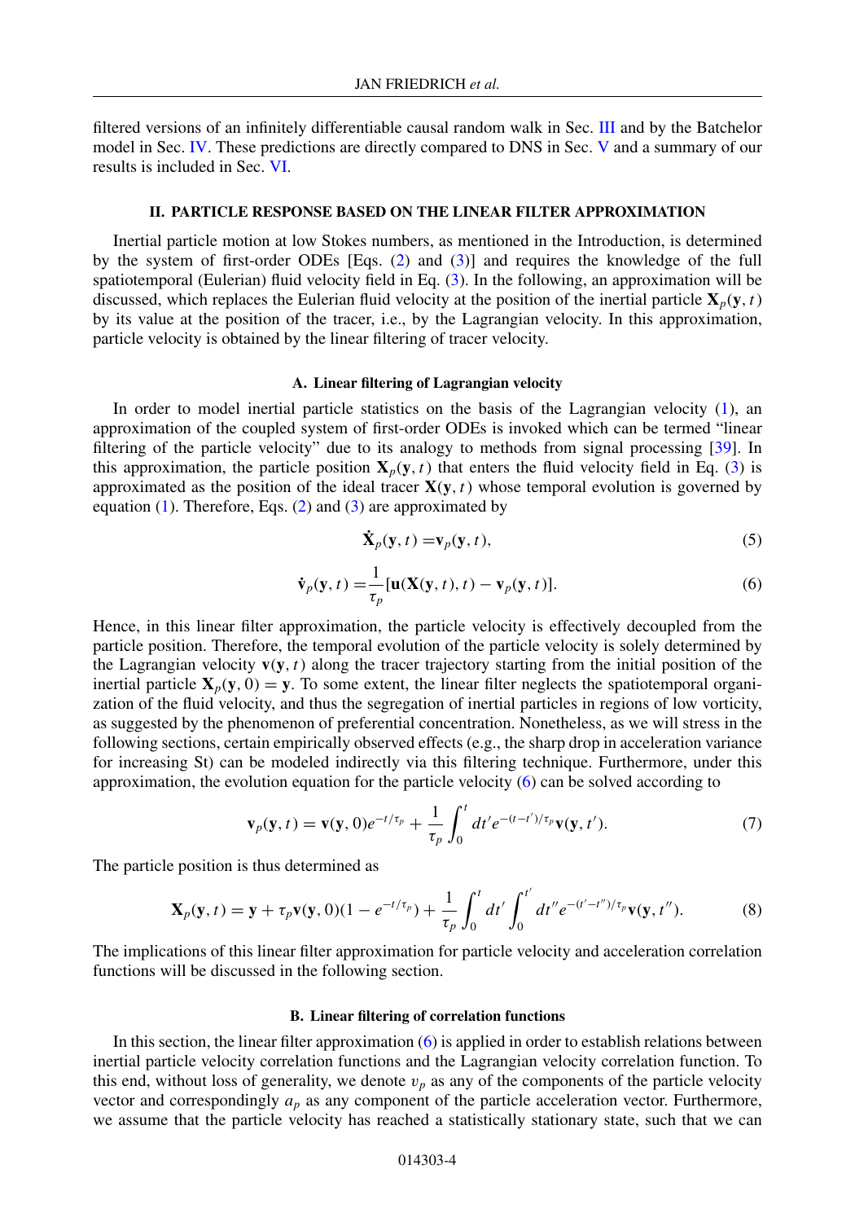filtered versions of an infinitely differentiable causal random walk in Sec. III and by the Batchelor model in Sec. IV. These predictions are directly compared to DNS in Sec. V and a summary of our results is included in Sec. VI.

## II. PARTICLE RESPONSE BASED ON THE LINEAR FILTER APPROXIMATION

Inertial particle motion at low Stokes numbers, as mentioned in the Introduction, is determined by the system of first-order ODEs [Eqs. (2) and (3)] and requires the knowledge of the full spatiotemporal (Eulerian) fluid velocity field in Eq. (3). In the following, an approximation will be discussed, which replaces the Eulerian fluid velocity at the position of the inertial particle $\mathbf{X}_p(\mathbf{y},t)$ by its value at the position of the tracer, i.e., by the Lagrangian velocity. In this approximation, particle velocity is obtained by the linear filtering of tracer velocity.

### A. Linear filtering of Lagrangian velocity

In order to model inertial particle statistics on the basis of the Lagrangian velocity (1), an approximation of the coupled system of first-order ODEs is invoked which can be termed "linear filtering of the particle velocity" due to its analogy to methods from signal processing [39]. In this approximation, the particle position $\mathbf{X}_p(\mathbf{y},t)$ that enters the fluid velocity field in Eq. (3) is approximated as the position of the ideal tracer $\mathbf{X}(\mathbf{y},t)$ whose temporal evolution is governed by equation (1). Therefore, Eqs. (2) and (3) are approximated by

$$\dot{\mathbf{X}}_p(\mathbf{y},t) = \mathbf{v}_p(\mathbf{y},t), \tag{5}$$

$$\dot{\mathbf{v}}_p(\mathbf{y},t) = \frac{1}{\tau_p}[\mathbf{u}(\mathbf{X}(\mathbf{y},t),t) - \mathbf{v}_p(\mathbf{y},t)]. \tag{6}$$

Hence, in this linear filter approximation, the particle velocity is effectively decoupled from the particle position. Therefore, the temporal evolution of the particle velocity is solely determined by the Lagrangian velocity $\mathbf{v}(\mathbf{y},t)$ along the tracer trajectory starting from the initial position of the inertial particle $\mathbf{X}_p(\mathbf{y},0) = \mathbf{y}$. To some extent, the linear filter neglects the spatiotemporal organization of the fluid velocity, and thus the segregation of inertial particles in regions of low vorticity, as suggested by the phenomenon of preferential concentration. Nonetheless, as we will stress in the following sections, certain empirically observed effects (e.g., the sharp drop in acceleration variance for increasing St) can be modeled indirectly via this filtering technique. Furthermore, under this approximation, the evolution equation for the particle velocity (6) can be solved according to

$$\mathbf{v}_p(\mathbf{y},t) = \mathbf{v}(\mathbf{y},0)e^{-t/\tau_p} + \frac{1}{\tau_p}\int_0^t dt' e^{-(t-t')/\tau_p}\mathbf{v}(\mathbf{y},t'). \tag{7}$$

The particle position is thus determined as

$$\mathbf{X}_p(\mathbf{y},t) = \mathbf{y} + \tau_p \mathbf{v}(\mathbf{y},0)(1 - e^{-t/\tau_p}) + \frac{1}{\tau_p}\int_0^t dt' \int_0^{t'} dt'' e^{-(t'-t'')/\tau_p}\mathbf{v}(\mathbf{y},t''). \tag{8}$$

The implications of this linear filter approximation for particle velocity and acceleration correlation functions will be discussed in the following section.

### B. Linear filtering of correlation functions

In this section, the linear filter approximation (6) is applied in order to establish relations between inertial particle velocity correlation functions and the Lagrangian velocity correlation function. To this end, without loss of generality, we denote $v_p$ as any of the components of the particle velocity vector and correspondingly $a_p$ as any component of the particle acceleration vector. Furthermore, we assume that the particle velocity has reached a statistically stationary state, such that we can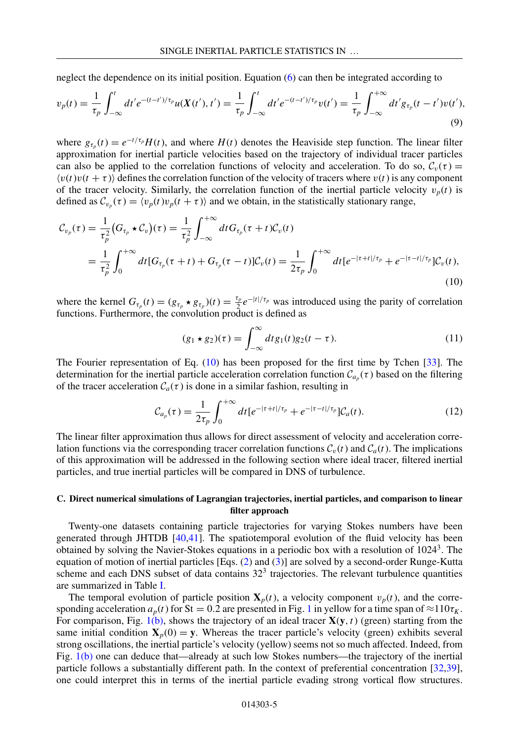neglect the dependence on its initial position. Equation (6) can then be integrated according to

$$v_p(t) = \frac{1}{\tau_p}\int_{-\infty}^{t} dt' e^{-(t-t')/\tau_p} u(\boldsymbol{X}(t'), t') = \frac{1}{\tau_p}\int_{-\infty}^{t} dt' e^{-(t-t')/\tau_p} v(t') = \frac{1}{\tau_p}\int_{-\infty}^{+\infty} dt' g_{\tau_p}(t-t') v(t'), \tag{9}$$

where $g_{\tau_p}(t) = e^{-t/\tau_p} H(t)$, and where $H(t)$ denotes the Heaviside step function. The linear filter approximation for inertial particle velocities based on the trajectory of individual tracer particles can also be applied to the correlation functions of velocity and acceleration. To do so, $\mathcal{C}_v(\tau) = \langle v(t)v(t+\tau)\rangle$ defines the correlation function of the velocity of tracers where $v(t)$ is any component of the tracer velocity. Similarly, the correlation function of the inertial particle velocity $v_p(t)$ is defined as $\mathcal{C}_{v_p}(\tau) = \langle v_p(t)v_p(t+\tau)\rangle$ and we obtain, in the statistically stationary range,

$$\begin{aligned}
\mathcal{C}_{v_p}(\tau) &= \frac{1}{\tau_p^2}\left(G_{\tau_p} \star \mathcal{C}_v\right)(\tau) = \frac{1}{\tau_p^2}\int_{-\infty}^{+\infty} dt G_{\tau_p}(\tau + t)\mathcal{C}_v(t) \\
&= \frac{1}{\tau_p^2}\int_{0}^{+\infty} dt [G_{\tau_p}(\tau + t) + G_{\tau_p}(\tau - t)]\mathcal{C}_v(t) = \frac{1}{2\tau_p}\int_{0}^{+\infty} dt [e^{-|\tau+t|/\tau_p} + e^{-|\tau-t|/\tau_p}]\mathcal{C}_v(t),
\end{aligned} \tag{10}$$

where the kernel $G_{\tau_p}(t) = (g_{\tau_p} \star g_{\tau_p})(t) = \frac{\tau_p}{2} e^{-|t|/\tau_p}$ was introduced using the parity of correlation functions. Furthermore, the convolution product is defined as

$$(g_1 \star g_2)(\tau) = \int_{-\infty}^{\infty} dt g_1(t) g_2(t-\tau). \tag{11}$$

The Fourier representation of Eq. (10) has been proposed for the first time by Tchen [33]. The determination for the inertial particle acceleration correlation function $\mathcal{C}_{a_p}(\tau)$ based on the filtering of the tracer acceleration $\mathcal{C}_a(\tau)$ is done in a similar fashion, resulting in

$$\mathcal{C}_{a_p}(\tau) = \frac{1}{2\tau_p}\int_{0}^{+\infty} dt [e^{-|\tau+t|/\tau_p} + e^{-|\tau-t|/\tau_p}]\mathcal{C}_a(t). \tag{12}$$

The linear filter approximation thus allows for direct assessment of velocity and acceleration correlation functions via the corresponding tracer correlation functions $\mathcal{C}_v(t)$ and $\mathcal{C}_a(t)$. The implications of this approximation will be addressed in the following section where ideal tracer, filtered inertial particles, and true inertial particles will be compared in DNS of turbulence.

### C. Direct numerical simulations of Lagrangian trajectories, inertial particles, and comparison to linear filter approach

Twenty-one datasets containing particle trajectories for varying Stokes numbers have been generated through JHTDB [40,41]. The spatiotemporal evolution of the fluid velocity has been obtained by solving the Navier-Stokes equations in a periodic box with a resolution of $1024^3$. The equation of motion of inertial particles [Eqs. (2) and (3)] are solved by a second-order Runge-Kutta scheme and each DNS subset of data contains $32^3$ trajectories. The relevant turbulence quantities are summarized in Table I.

The temporal evolution of particle position $\mathbf{X}_p(t)$, a velocity component $v_p(t)$, and the corresponding acceleration $a_p(t)$ for St = 0.2 are presented in Fig. 1 in yellow for a time span of $\approx 110\tau_K$. For comparison, Fig. 1(b), shows the trajectory of an ideal tracer $\mathbf{X}(\mathbf{y}, t)$ (green) starting from the same initial condition $\mathbf{X}_p(0) = \mathbf{y}$. Whereas the tracer particle's velocity (green) exhibits several strong oscillations, the inertial particle's velocity (yellow) seems not so much affected. Indeed, from Fig. 1(b) one can deduce that—already at such low Stokes numbers—the trajectory of the inertial particle follows a substantially different path. In the context of preferential concentration [32,39], one could interpret this in terms of the inertial particle evading strong vortical flow structures.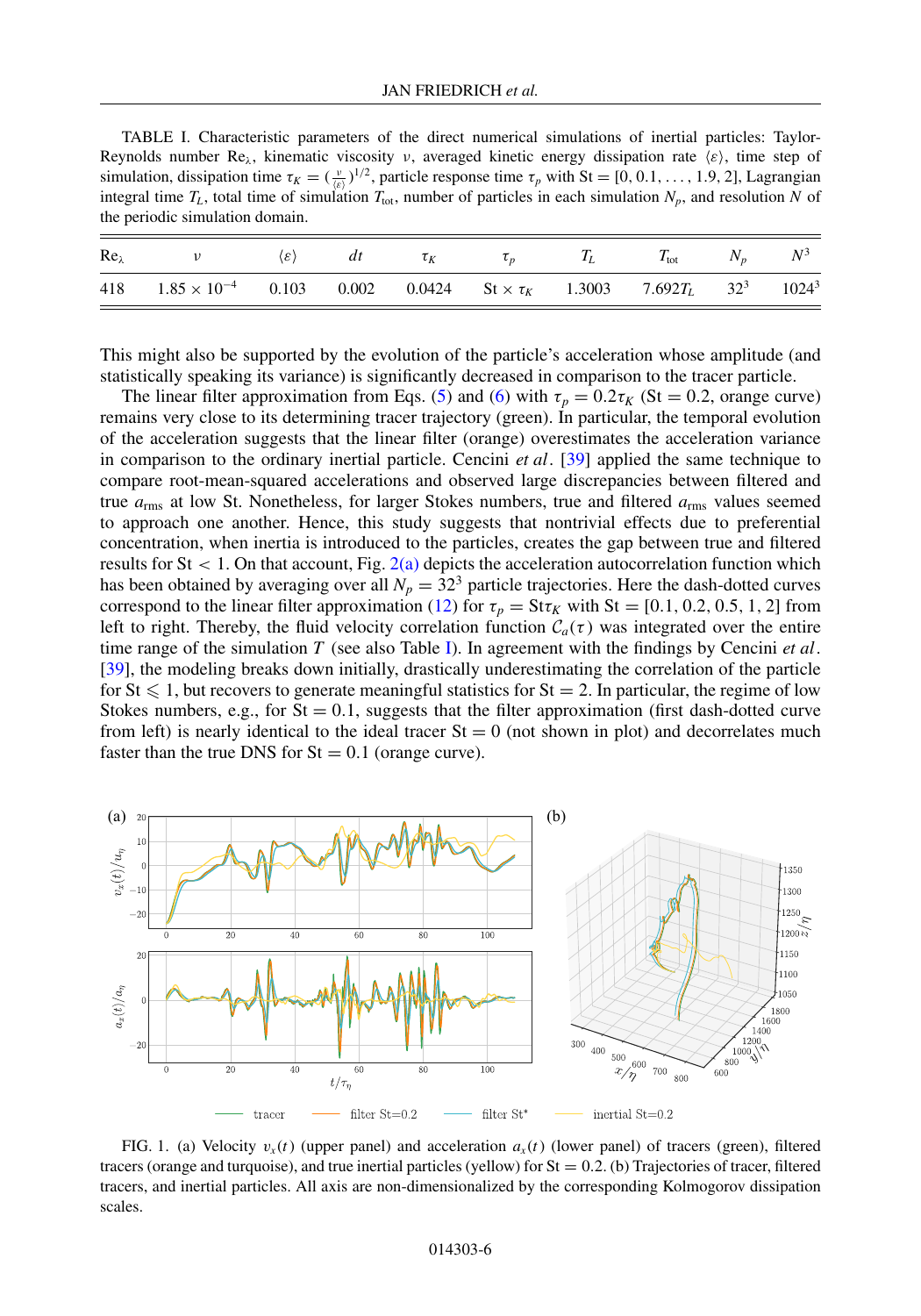TABLE I. Characteristic parameters of the direct numerical simulations of inertial particles: Taylor-Reynolds number $\mathrm{Re}_\lambda$, kinematic viscosity $\nu$, averaged kinetic energy dissipation rate $\langle\varepsilon\rangle$, time step of simulation, dissipation time $\tau_K = (\frac{\nu}{\langle\varepsilon\rangle})^{1/2}$, particle response time $\tau_p$ with $\mathrm{St} = [0, 0.1, \ldots, 1.9, 2]$, Lagrangian integral time $T_L$, total time of simulation $T_{\mathrm{tot}}$, number of particles in each simulation $N_p$, and resolution $N$ of the periodic simulation domain.

| $\mathrm{Re}_\lambda$ | $\nu$ | $\langle\varepsilon\rangle$ | $dt$ | $\tau_K$ | $\tau_p$ | $T_L$ | $T_{\mathrm{tot}}$ | $N_p$ | $N^3$ |
|---|---|---|---|---|---|---|---|---|---|
| 418 | $1.85\times10^{-4}$ | 0.103 | 0.002 | 0.0424 | $\mathrm{St}\times\tau_K$ | 1.3003 | $7.692T_L$ | $32^3$ | $1024^3$ |

This might also be supported by the evolution of the particle's acceleration whose amplitude (and statistically speaking its variance) is significantly decreased in comparison to the tracer particle.

The linear filter approximation from Eqs. (5) and (6) with $\tau_p = 0.2\tau_K$ ($\mathrm{St} = 0.2$, orange curve) remains very close to its determining tracer trajectory (green). In particular, the temporal evolution of the acceleration suggests that the linear filter (orange) overestimates the acceleration variance in comparison to the ordinary inertial particle. Cencini *et al*. [39] applied the same technique to compare root-mean-squared accelerations and observed large discrepancies between filtered and true $a_{\mathrm{rms}}$ at low St. Nonetheless, for larger Stokes numbers, true and filtered $a_{\mathrm{rms}}$ values seemed to approach one another. Hence, this study suggests that nontrivial effects due to preferential concentration, when inertia is introduced to the particles, creates the gap between true and filtered results for $\mathrm{St} < 1$. On that account, Fig. 2(a) depicts the acceleration autocorrelation function which has been obtained by averaging over all $N_p = 32^3$ particle trajectories. Here the dash-dotted curves correspond to the linear filter approximation (12) for $\tau_p = \mathrm{St}\tau_K$ with $\mathrm{St} = [0.1, 0.2, 0.5, 1, 2]$ from left to right. Thereby, the fluid velocity correlation function $\mathcal{C}_a(\tau)$ was integrated over the entire time range of the simulation $T$ (see also Table I). In agreement with the findings by Cencini *et al*. [39], the modeling breaks down initially, drastically underestimating the correlation of the particle for $\mathrm{St} \leqslant 1$, but recovers to generate meaningful statistics for $\mathrm{St} = 2$. In particular, the regime of low Stokes numbers, e.g., for $\mathrm{St} = 0.1$, suggests that the filter approximation (first dash-dotted curve from left) is nearly identical to the ideal tracer $\mathrm{St} = 0$ (not shown in plot) and decorrelates much faster than the true DNS for $\mathrm{St} = 0.1$ (orange curve).

(a)
$v_x(t)/u_\eta$
20
10
0
−10
−20
0 20 40 60 80 100
$a_x(t)/a_\eta$
20
0
−20
0 20 40 60 80 100
$t/\tau_\eta$

(b)
1350
1300
1250
1200
1150
1100
1050
$z/\eta$
300 400 500 600 700 800
$x/\eta$
1800 1600 1400 1200 1000 800 600
$y/\eta$

tracer   filter St=0.2   filter St*   inertial St=0.2

FIG. 1. (a) Velocity $v_x(t)$ (upper panel) and acceleration $a_x(t)$ (lower panel) of tracers (green), filtered tracers (orange and turquoise), and true inertial particles (yellow) for $\mathrm{St} = 0.2$. (b) Trajectories of tracer, filtered tracers, and inertial particles. All axis are non-dimensionalized by the corresponding Kolmogorov dissipation scales.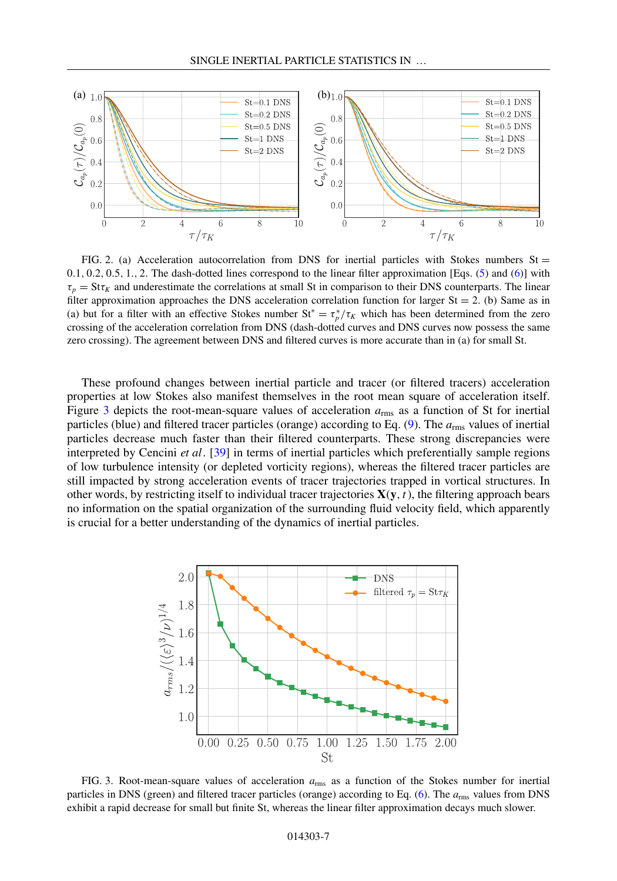(a)

1.0
0.8
0.6
0.4
0.2
0.0

$\mathcal{C}_{a_p}(\tau)/\mathcal{C}_{a_p}(0)$

St=0.1 DNS
St=0.2 DNS
St=0.5 DNS
St=1 DNS
St=2 DNS

0 2 4 6 8 10

$\tau/\tau_K$

(b)

1.0
0.8
0.6
0.4
0.2
0.0

$\mathcal{C}_{a_p}(\tau)/\mathcal{C}_{a_p}(0)$

St=0.1 DNS
St=0.2 DNS
St=0.5 DNS
St=1 DNS
St=2 DNS

0 2 4 6 8 10

$\tau/\tau_K$

FIG. 2. (a) Acceleration autocorrelation from DNS for inertial particles with Stokes numbers $\mathrm{St} = 0.1, 0.2, 0.5, 1., 2$. The dash-dotted lines correspond to the linear filter approximation [Eqs. (5) and (6)] with $\tau_p = \mathrm{St}\tau_K$ and underestimate the correlations at small St in comparison to their DNS counterparts. The linear filter approximation approaches the DNS acceleration correlation function for larger $\mathrm{St} = 2$. (b) Same as in (a) but for a filter with an effective Stokes number $\mathrm{St}^* = \tau_p^*/\tau_K$ which has been determined from the zero crossing of the acceleration correlation from DNS (dash-dotted curves and DNS curves now possess the same zero crossing). The agreement between DNS and filtered curves is more accurate than in (a) for small St.

These profound changes between inertial particle and tracer (or filtered tracers) acceleration properties at low Stokes also manifest themselves in the root mean square of acceleration itself. Figure 3 depicts the root-mean-square values of acceleration $a_{\mathrm{rms}}$ as a function of St for inertial particles (blue) and filtered tracer particles (orange) according to Eq. (9). The $a_{\mathrm{rms}}$ values of inertial particles decrease much faster than their filtered counterparts. These strong discrepancies were interpreted by Cencini *et al*. [39] in terms of inertial particles which preferentially sample regions of low turbulence intensity (or depleted vorticity regions), whereas the filtered tracer particles are still impacted by strong acceleration events of tracer trajectories trapped in vortical structures. In other words, by restricting itself to individual tracer trajectories $\mathbf{X}(\mathbf{y}, t)$, the filtering approach bears no information on the spatial organization of the surrounding fluid velocity field, which apparently is crucial for a better understanding of the dynamics of inertial particles.

2.0
1.8
1.6
1.4
1.2
1.0

$a_{rms}/(\langle\varepsilon\rangle^3/\nu)^{1/4}$

DNS
filtered $\tau_p = \mathrm{St}\tau_K$

0.00 0.25 0.50 0.75 1.00 1.25 1.50 1.75 2.00

St

FIG. 3. Root-mean-square values of acceleration $a_{\mathrm{rms}}$ as a function of the Stokes number for inertial particles in DNS (green) and filtered tracer particles (orange) according to Eq. (6). The $a_{\mathrm{rms}}$ values from DNS exhibit a rapid decrease for small but finite St, whereas the linear filter approximation decays much slower.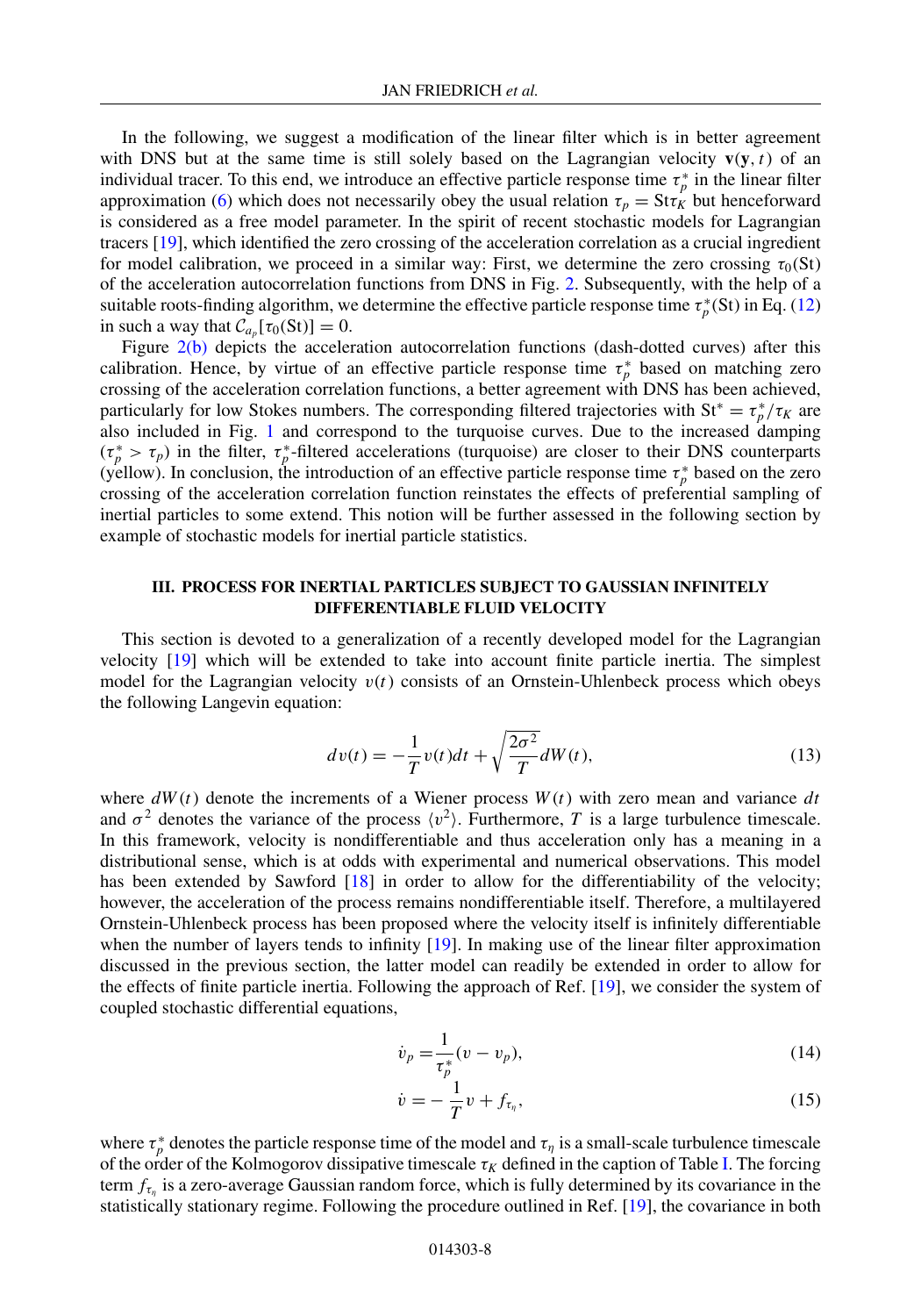In the following, we suggest a modification of the linear filter which is in better agreement with DNS but at the same time is still solely based on the Lagrangian velocity $\mathbf{v}(\mathbf{y}, t)$ of an individual tracer. To this end, we introduce an effective particle response time $\tau_p^*$ in the linear filter approximation (6) which does not necessarily obey the usual relation $\tau_p = \mathrm{St}\tau_K$ but henceforward is considered as a free model parameter. In the spirit of recent stochastic models for Lagrangian tracers [19], which identified the zero crossing of the acceleration correlation as a crucial ingredient for model calibration, we proceed in a similar way: First, we determine the zero crossing $\tau_0(\mathrm{St})$ of the acceleration autocorrelation functions from DNS in Fig. 2. Subsequently, with the help of a suitable roots-finding algorithm, we determine the effective particle response time $\tau_p^*(\mathrm{St})$ in Eq. (12) in such a way that $\mathcal{C}_{a_p}[\tau_0(\mathrm{St})] = 0$.

Figure 2(b) depicts the acceleration autocorrelation functions (dash-dotted curves) after this calibration. Hence, by virtue of an effective particle response time $\tau_p^*$ based on matching zero crossing of the acceleration correlation functions, a better agreement with DNS has been achieved, particularly for low Stokes numbers. The corresponding filtered trajectories with $\mathrm{St}^* = \tau_p^*/\tau_K$ are also included in Fig. 1 and correspond to the turquoise curves. Due to the increased damping ($\tau_p^* > \tau_p$) in the filter, $\tau_p^*$-filtered accelerations (turquoise) are closer to their DNS counterparts (yellow). In conclusion, the introduction of an effective particle response time $\tau_p^*$ based on the zero crossing of the acceleration correlation function reinstates the effects of preferential sampling of inertial particles to some extend. This notion will be further assessed in the following section by example of stochastic models for inertial particle statistics.

## III. PROCESS FOR INERTIAL PARTICLES SUBJECT TO GAUSSIAN INFINITELY DIFFERENTIABLE FLUID VELOCITY

This section is devoted to a generalization of a recently developed model for the Lagrangian velocity [19] which will be extended to take into account finite particle inertia. The simplest model for the Lagrangian velocity $v(t)$ consists of an Ornstein-Uhlenbeck process which obeys the following Langevin equation:

$$dv(t) = -\frac{1}{T}v(t)dt + \sqrt{\frac{2\sigma^2}{T}}dW(t), \tag{13}$$

where $dW(t)$ denote the increments of a Wiener process $W(t)$ with zero mean and variance $dt$ and $\sigma^2$ denotes the variance of the process $\langle v^2 \rangle$. Furthermore, $T$ is a large turbulence timescale. In this framework, velocity is nondifferentiable and thus acceleration only has a meaning in a distributional sense, which is at odds with experimental and numerical observations. This model has been extended by Sawford [18] in order to allow for the differentiability of the velocity; however, the acceleration of the process remains nondifferentiable itself. Therefore, a multilayered Ornstein-Uhlenbeck process has been proposed where the velocity itself is infinitely differentiable when the number of layers tends to infinity [19]. In making use of the linear filter approximation discussed in the previous section, the latter model can readily be extended in order to allow for the effects of finite particle inertia. Following the approach of Ref. [19], we consider the system of coupled stochastic differential equations,

$$\dot{v}_p = \frac{1}{\tau_p^*}(v - v_p), \tag{14}$$

$$\dot{v} = -\frac{1}{T}v + f_{\tau_\eta}, \tag{15}$$

where $\tau_p^*$ denotes the particle response time of the model and $\tau_\eta$ is a small-scale turbulence timescale of the order of the Kolmogorov dissipative timescale $\tau_K$ defined in the caption of Table I. The forcing term $f_{\tau_\eta}$ is a zero-average Gaussian random force, which is fully determined by its covariance in the statistically stationary regime. Following the procedure outlined in Ref. [19], the covariance in both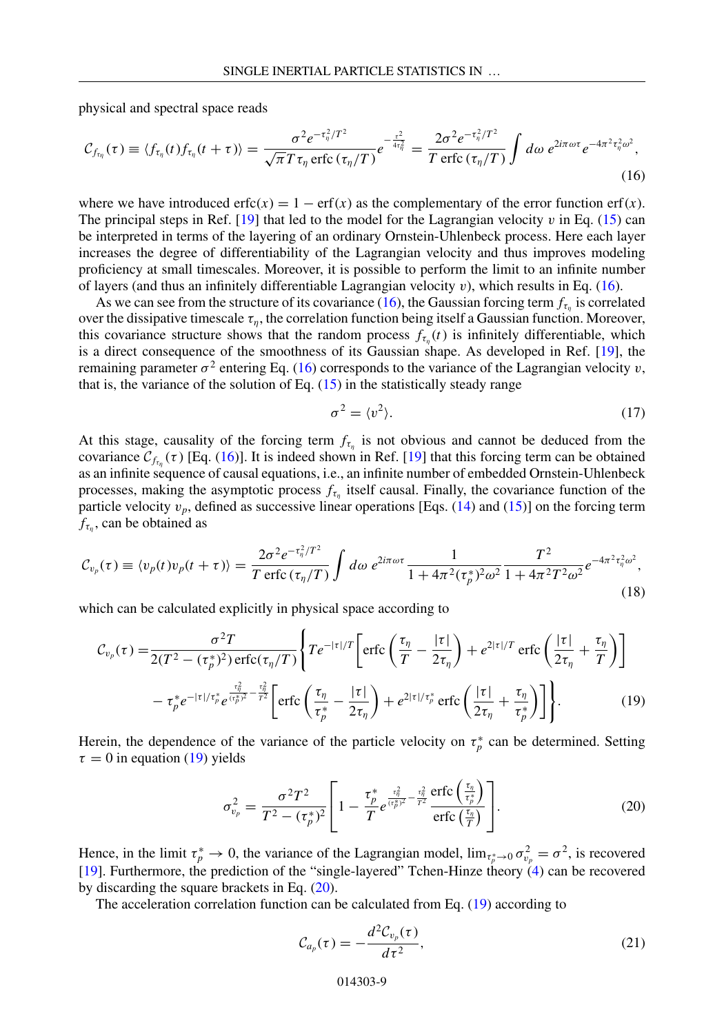physical and spectral space reads

$$\mathcal{C}_{f_{\tau_\eta}}(\tau) \equiv \langle f_{\tau_\eta}(t) f_{\tau_\eta}(t+\tau)\rangle = \frac{\sigma^2 e^{-\tau_\eta^2/T^2}}{\sqrt{\pi} T \tau_\eta \operatorname{erfc}(\tau_\eta/T)} e^{-\frac{\tau^2}{4\tau_\eta^2}} = \frac{2\sigma^2 e^{-\tau_\eta^2/T^2}}{T \operatorname{erfc}(\tau_\eta/T)} \int d\omega\, e^{2i\pi\omega\tau} e^{-4\pi^2\tau_\eta^2\omega^2}, \tag{16}$$

where we have introduced $\operatorname{erfc}(x) = 1 - \operatorname{erf}(x)$ as the complementary of the error function $\operatorname{erf}(x)$. The principal steps in Ref. [19] that led to the model for the Lagrangian velocity $v$ in Eq. (15) can be interpreted in terms of the layering of an ordinary Ornstein-Uhlenbeck process. Here each layer increases the degree of differentiability of the Lagrangian velocity and thus improves modeling proficiency at small timescales. Moreover, it is possible to perform the limit to an infinite number of layers (and thus an infinitely differentiable Lagrangian velocity $v$), which results in Eq. (16).

As we can see from the structure of its covariance (16), the Gaussian forcing term $f_{\tau_\eta}$ is correlated over the dissipative timescale $\tau_\eta$, the correlation function being itself a Gaussian function. Moreover, this covariance structure shows that the random process $f_{\tau_\eta}(t)$ is infinitely differentiable, which is a direct consequence of the smoothness of its Gaussian shape. As developed in Ref. [19], the remaining parameter $\sigma^2$ entering Eq. (16) corresponds to the variance of the Lagrangian velocity $v$, that is, the variance of the solution of Eq. (15) in the statistically steady range

$$\sigma^2 = \langle v^2\rangle. \tag{17}$$

At this stage, causality of the forcing term $f_{\tau_\eta}$ is not obvious and cannot be deduced from the covariance $\mathcal{C}_{f_{\tau_\eta}}(\tau)$ [Eq. (16)]. It is indeed shown in Ref. [19] that this forcing term can be obtained as an infinite sequence of causal equations, i.e., an infinite number of embedded Ornstein-Uhlenbeck processes, making the asymptotic process $f_{\tau_\eta}$ itself causal. Finally, the covariance function of the particle velocity $v_p$, defined as successive linear operations [Eqs. (14) and (15)] on the forcing term $f_{\tau_\eta}$, can be obtained as

$$\mathcal{C}_{v_p}(\tau) \equiv \langle v_p(t) v_p(t+\tau)\rangle = \frac{2\sigma^2 e^{-\tau_\eta^2/T^2}}{T \operatorname{erfc}(\tau_\eta/T)} \int d\omega\, e^{2i\pi\omega\tau} \frac{1}{1+4\pi^2(\tau_p^*)^2\omega^2} \frac{T^2}{1+4\pi^2T^2\omega^2} e^{-4\pi^2\tau_\eta^2\omega^2}, \tag{18}$$

which can be calculated explicitly in physical space according to

$$\begin{aligned}\mathcal{C}_{v_p}(\tau) = &\frac{\sigma^2 T}{2(T^2-(\tau_p^*)^2)\operatorname{erfc}(\tau_\eta/T)} \Bigg\{ T e^{-|\tau|/T}\left[\operatorname{erfc}\left(\frac{\tau_\eta}{T} - \frac{|\tau|}{2\tau_\eta}\right) + e^{2|\tau|/T}\operatorname{erfc}\left(\frac{|\tau|}{2\tau_\eta} + \frac{\tau_\eta}{T}\right)\right] \\ &- \tau_p^* e^{-|\tau|/\tau_p^*} e^{\frac{\tau_\eta^2}{(\tau_p^*)^2} - \frac{\tau_\eta^2}{T^2}}\left[\operatorname{erfc}\left(\frac{\tau_\eta}{\tau_p^*} - \frac{|\tau|}{2\tau_\eta}\right) + e^{2|\tau|/\tau_p^*}\operatorname{erfc}\left(\frac{|\tau|}{2\tau_\eta} + \frac{\tau_\eta}{\tau_p^*}\right)\right]\Bigg\}.\end{aligned} \tag{19}$$

Herein, the dependence of the variance of the particle velocity on $\tau_p^*$ can be determined. Setting $\tau = 0$ in equation (19) yields

$$\sigma_{v_p}^2 = \frac{\sigma^2 T^2}{T^2 - (\tau_p^*)^2}\left[1 - \frac{\tau_p^*}{T} e^{\frac{\tau_\eta^2}{(\tau_p^*)^2} - \frac{\tau_\eta^2}{T^2}} \frac{\operatorname{erfc}\left(\frac{\tau_\eta}{\tau_p^*}\right)}{\operatorname{erfc}\left(\frac{\tau_\eta}{T}\right)}\right]. \tag{20}$$

Hence, in the limit $\tau_p^* \to 0$, the variance of the Lagrangian model, $\lim_{\tau_p^*\to 0}\sigma_{v_p}^2 = \sigma^2$, is recovered [19]. Furthermore, the prediction of the "single-layered" Tchen-Hinze theory (4) can be recovered by discarding the square brackets in Eq. (20).

The acceleration correlation function can be calculated from Eq. (19) according to

$$\mathcal{C}_{a_p}(\tau) = -\frac{d^2\mathcal{C}_{v_p}(\tau)}{d\tau^2}, \tag{21}$$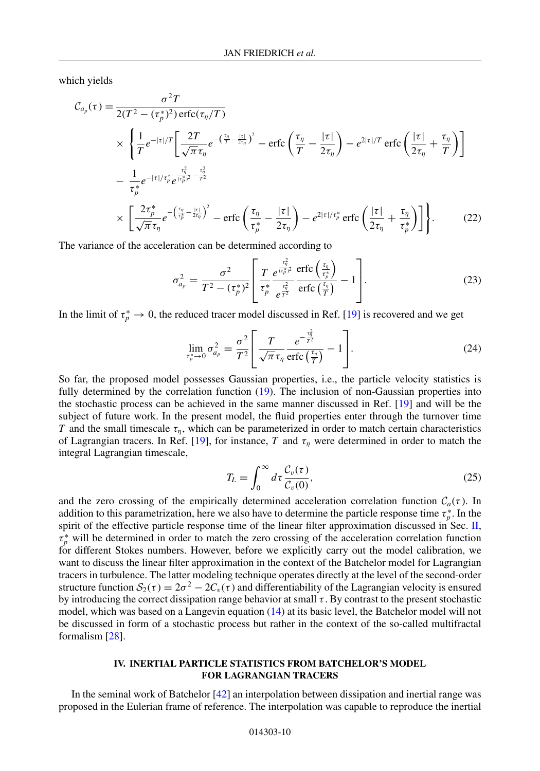which yields

$$
\begin{aligned}
\mathcal{C}_{a_p}(\tau) = & \frac{\sigma^2 T}{2(T^2 - (\tau_p^*)^2)\,\mathrm{erfc}(\tau_\eta/T)} \\
& \times \Bigg\{ \frac{1}{T} e^{-|\tau|/T} \left[ \frac{2T}{\sqrt{\pi}\,\tau_\eta} e^{-\left(\frac{\tau_\eta}{T} - \frac{|\tau|}{2\tau_\eta}\right)^2} - \mathrm{erfc}\left(\frac{\tau_\eta}{T} - \frac{|\tau|}{2\tau_\eta}\right) - e^{2|\tau|/T}\,\mathrm{erfc}\left(\frac{|\tau|}{2\tau_\eta} + \frac{\tau_\eta}{T}\right)\right] \\
& - \frac{1}{\tau_p^*} e^{-|\tau|/\tau_p^*} e^{\frac{\tau_\eta^2}{(\tau_p^*)^2} - \frac{\tau_\eta^2}{T^2}} \\
& \times \left[ \frac{2\tau_p^*}{\sqrt{\pi}\,\tau_\eta} e^{-\left(\frac{\tau_\eta}{\tau_p^*} - \frac{|\tau|}{2\tau_\eta}\right)^2} - \mathrm{erfc}\left(\frac{\tau_\eta}{\tau_p^*} - \frac{|\tau|}{2\tau_\eta}\right) - e^{2|\tau|/\tau_p^*}\,\mathrm{erfc}\left(\frac{|\tau|}{2\tau_\eta} + \frac{\tau_\eta}{\tau_p^*}\right)\right]\Bigg\}. \qquad (22)
\end{aligned}
$$

The variance of the acceleration can be determined according to

$$
\sigma_{a_p}^2 = \frac{\sigma^2}{T^2 - (\tau_p^*)^2} \left[ \frac{T}{\tau_p^*} \frac{e^{\frac{\tau_\eta^2}{(\tau_p^*)^2}}}{e^{\frac{\tau_\eta^2}{T^2}}} \frac{\mathrm{erfc}\left(\frac{\tau_\eta}{\tau_p^*}\right)}{\mathrm{erfc}\left(\frac{\tau_\eta}{T}\right)} - 1 \right]. \qquad (23)
$$

In the limit of $\tau_p^* \to 0$, the reduced tracer model discussed in Ref. [19] is recovered and we get

$$
\lim_{\tau_p^* \to 0} \sigma_{a_p}^2 = \frac{\sigma^2}{T^2} \left[ \frac{T}{\sqrt{\pi}\,\tau_\eta} \frac{e^{-\frac{\tau_\eta^2}{T^2}}}{\mathrm{erfc}\left(\frac{\tau_\eta}{T}\right)} - 1 \right]. \qquad (24)
$$

So far, the proposed model possesses Gaussian properties, i.e., the particle velocity statistics is fully determined by the correlation function (19). The inclusion of non-Gaussian properties into the stochastic process can be achieved in the same manner discussed in Ref. [19] and will be the subject of future work. In the present model, the fluid properties enter through the turnover time $T$ and the small timescale $\tau_\eta$, which can be parameterized in order to match certain characteristics of Lagrangian tracers. In Ref. [19], for instance, $T$ and $\tau_\eta$ were determined in order to match the integral Lagrangian timescale,

$$
T_L = \int_0^\infty d\tau \frac{\mathcal{C}_v(\tau)}{\mathcal{C}_v(0)}, \qquad (25)
$$

and the zero crossing of the empirically determined acceleration correlation function $\mathcal{C}_a(\tau)$. In addition to this parametrization, here we also have to determine the particle response time $\tau_p^*$. In the spirit of the effective particle response time of the linear filter approximation discussed in Sec. II, $\tau_p^*$ will be determined in order to match the zero crossing of the acceleration correlation function for different Stokes numbers. However, before we explicitly carry out the model calibration, we want to discuss the linear filter approximation in the context of the Batchelor model for Lagrangian tracers in turbulence. The latter modeling technique operates directly at the level of the second-order structure function $\mathcal{S}_2(\tau) = 2\sigma^2 - 2C_v(\tau)$ and differentiability of the Lagrangian velocity is ensured by introducing the correct dissipation range behavior at small $\tau$. By contrast to the present stochastic model, which was based on a Langevin equation (14) at its basic level, the Batchelor model will not be discussed in form of a stochastic process but rather in the context of the so-called multifractal formalism [28].

## IV. INERTIAL PARTICLE STATISTICS FROM BATCHELOR'S MODEL FOR LAGRANGIAN TRACERS

In the seminal work of Batchelor [42] an interpolation between dissipation and inertial range was proposed in the Eulerian frame of reference. The interpolation was capable to reproduce the inertial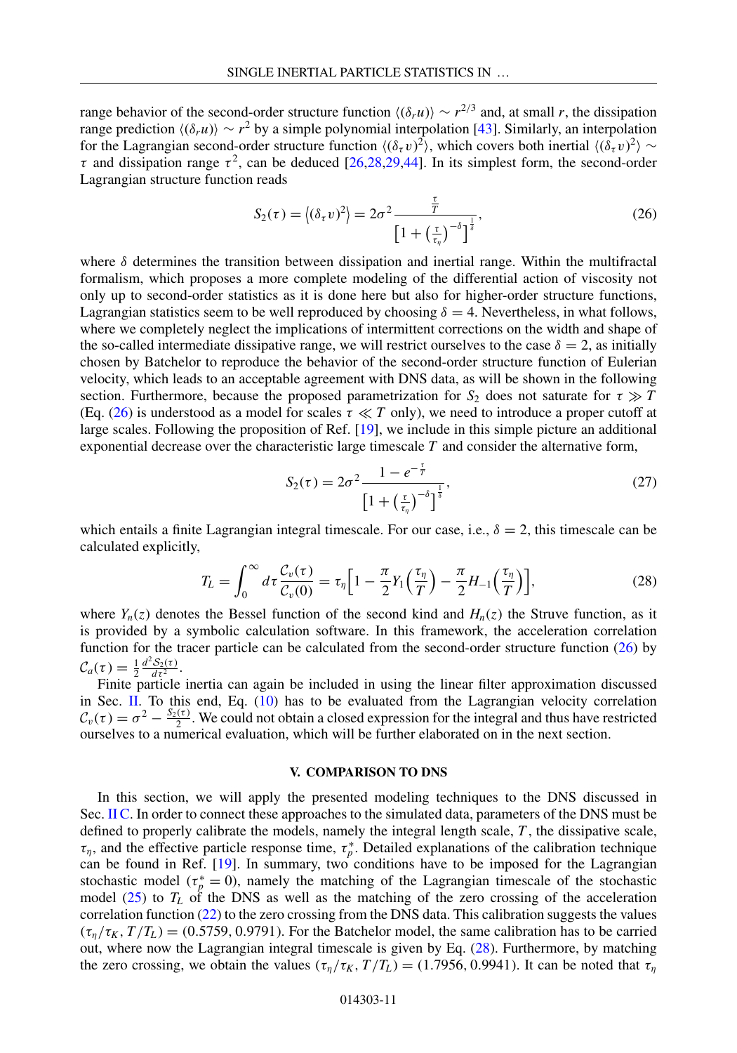range behavior of the second-order structure function $\langle(\delta_r u)\rangle \sim r^{2/3}$ and, at small $r$, the dissipation range prediction $\langle(\delta_r u)\rangle \sim r^2$ by a simple polynomial interpolation [43]. Similarly, an interpolation for the Lagrangian second-order structure function $\langle(\delta_\tau v)^2\rangle$, which covers both inertial $\langle(\delta_\tau v)^2\rangle \sim \tau$ and dissipation range $\tau^2$, can be deduced [26,28,29,44]. In its simplest form, the second-order Lagrangian structure function reads

$$S_2(\tau) = \left\langle(\delta_\tau v)^2\right\rangle = 2\sigma^2 \frac{\frac{\tau}{T}}{\left[1+\left(\frac{\tau}{\tau_\eta}\right)^{-\delta}\right]^{\frac{1}{\delta}}}, \tag{26}$$

where $\delta$ determines the transition between dissipation and inertial range. Within the multifractal formalism, which proposes a more complete modeling of the differential action of viscosity not only up to second-order statistics as it is done here but also for higher-order structure functions, Lagrangian statistics seem to be well reproduced by choosing $\delta = 4$. Nevertheless, in what follows, where we completely neglect the implications of intermittent corrections on the width and shape of the so-called intermediate dissipative range, we will restrict ourselves to the case $\delta = 2$, as initially chosen by Batchelor to reproduce the behavior of the second-order structure function of Eulerian velocity, which leads to an acceptable agreement with DNS data, as will be shown in the following section. Furthermore, because the proposed parametrization for $S_2$ does not saturate for $\tau \gg T$ (Eq. (26) is understood as a model for scales $\tau \ll T$ only), we need to introduce a proper cutoff at large scales. Following the proposition of Ref. [19], we include in this simple picture an additional exponential decrease over the characteristic large timescale $T$ and consider the alternative form,

$$S_2(\tau) = 2\sigma^2 \frac{1-e^{-\frac{\tau}{T}}}{\left[1+\left(\frac{\tau}{\tau_\eta}\right)^{-\delta}\right]^{\frac{1}{\delta}}}, \tag{27}$$

which entails a finite Lagrangian integral timescale. For our case, i.e., $\delta = 2$, this timescale can be calculated explicitly,

$$T_L = \int_0^\infty d\tau \frac{\mathcal{C}_v(\tau)}{\mathcal{C}_v(0)} = \tau_\eta\left[1 - \frac{\pi}{2}Y_1\left(\frac{\tau_\eta}{T}\right) - \frac{\pi}{2}H_{-1}\left(\frac{\tau_\eta}{T}\right)\right], \tag{28}$$

where $Y_n(z)$ denotes the Bessel function of the second kind and $H_n(z)$ the Struve function, as it is provided by a symbolic calculation software. In this framework, the acceleration correlation function for the tracer particle can be calculated from the second-order structure function (26) by $\mathcal{C}_a(\tau) = \frac{1}{2}\frac{d^2 S_2(\tau)}{d\tau^2}$.

Finite particle inertia can again be included in using the linear filter approximation discussed in Sec. II. To this end, Eq. (10) has to be evaluated from the Lagrangian velocity correlation $\mathcal{C}_v(\tau) = \sigma^2 - \frac{S_2(\tau)}{2}$. We could not obtain a closed expression for the integral and thus have restricted ourselves to a numerical evaluation, which will be further elaborated on in the next section.

## V. COMPARISON TO DNS

In this section, we will apply the presented modeling techniques to the DNS discussed in Sec. II C. In order to connect these approaches to the simulated data, parameters of the DNS must be defined to properly calibrate the models, namely the integral length scale, $T$, the dissipative scale, $\tau_\eta$, and the effective particle response time, $\tau_p^*$. Detailed explanations of the calibration technique can be found in Ref. [19]. In summary, two conditions have to be imposed for the Lagrangian stochastic model ($\tau_p^* = 0$), namely the matching of the Lagrangian timescale of the stochastic model (25) to $T_L$ of the DNS as well as the matching of the zero crossing of the acceleration correlation function (22) to the zero crossing from the DNS data. This calibration suggests the values $(\tau_\eta/\tau_K, T/T_L) = (0.5759, 0.9791)$. For the Batchelor model, the same calibration has to be carried out, where now the Lagrangian integral timescale is given by Eq. (28). Furthermore, by matching the zero crossing, we obtain the values $(\tau_\eta/\tau_K, T/T_L) = (1.7956, 0.9941)$. It can be noted that $\tau_\eta$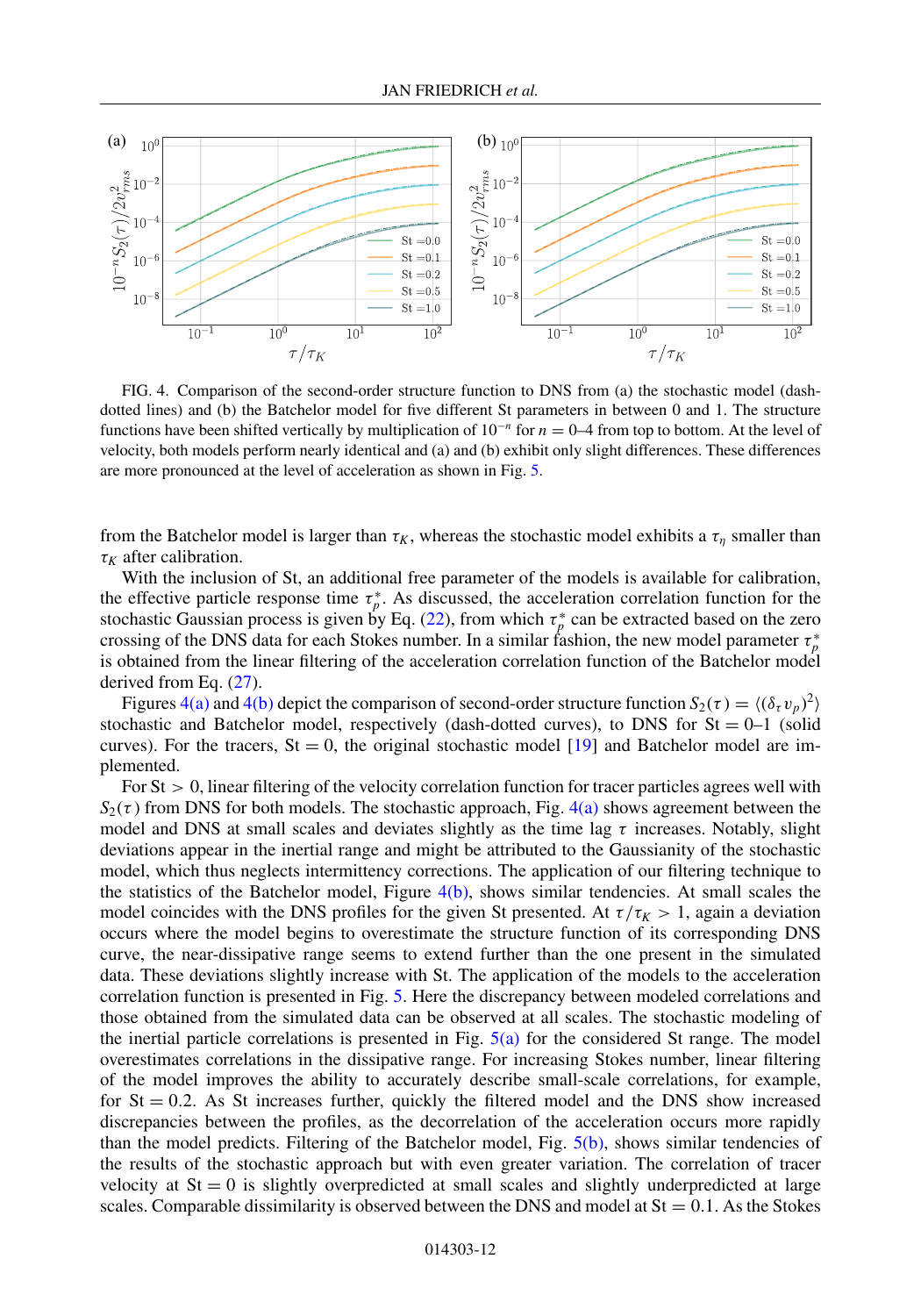(a)

$10^{-n} S_2(\tau)/2v_{rms}^2$

$10^0$ $10^{-2}$ $10^{-4}$ $10^{-6}$ $10^{-8}$

St =0.0
St =0.1
St =0.2
St =0.5
St =1.0

$10^{-1}$ $10^0$ $10^1$ $10^2$

$\tau/\tau_K$

(b)

$10^{-n} S_2(\tau)/2v_{rms}^2$

$10^0$ $10^{-2}$ $10^{-4}$ $10^{-6}$ $10^{-8}$

St =0.0
St =0.1
St =0.2
St =0.5
St =1.0

$10^{-1}$ $10^0$ $10^1$ $10^2$

$\tau/\tau_K$

FIG. 4. Comparison of the second-order structure function to DNS from (a) the stochastic model (dash-dotted lines) and (b) the Batchelor model for five different St parameters in between 0 and 1. The structure functions have been shifted vertically by multiplication of $10^{-n}$ for $n = 0$–4 from top to bottom. At the level of velocity, both models perform nearly identical and (a) and (b) exhibit only slight differences. These differences are more pronounced at the level of acceleration as shown in Fig. 5.

from the Batchelor model is larger than $\tau_K$, whereas the stochastic model exhibits a $\tau_\eta$ smaller than $\tau_K$ after calibration.

With the inclusion of St, an additional free parameter of the models is available for calibration, the effective particle response time $\tau_p^*$. As discussed, the acceleration correlation function for the stochastic Gaussian process is given by Eq. (22), from which $\tau_p^*$ can be extracted based on the zero crossing of the DNS data for each Stokes number. In a similar fashion, the new model parameter $\tau_p^*$ is obtained from the linear filtering of the acceleration correlation function of the Batchelor model derived from Eq. (27).

Figures 4(a) and 4(b) depict the comparison of second-order structure function $S_2(\tau) = \langle(\delta_\tau v_p)^2\rangle$ stochastic and Batchelor model, respectively (dash-dotted curves), to DNS for St = 0–1 (solid curves). For the tracers, St = 0, the original stochastic model [19] and Batchelor model are implemented.

For St > 0, linear filtering of the velocity correlation function for tracer particles agrees well with $S_2(\tau)$ from DNS for both models. The stochastic approach, Fig. 4(a) shows agreement between the model and DNS at small scales and deviates slightly as the time lag $\tau$ increases. Notably, slight deviations appear in the inertial range and might be attributed to the Gaussianity of the stochastic model, which thus neglects intermittency corrections. The application of our filtering technique to the statistics of the Batchelor model, Figure 4(b), shows similar tendencies. At small scales the model coincides with the DNS profiles for the given St presented. At $\tau/\tau_K > 1$, again a deviation occurs where the model begins to overestimate the structure function of its corresponding DNS curve, the near-dissipative range seems to extend further than the one present in the simulated data. These deviations slightly increase with St. The application of the models to the acceleration correlation function is presented in Fig. 5. Here the discrepancy between modeled correlations and those obtained from the simulated data can be observed at all scales. The stochastic modeling of the inertial particle correlations is presented in Fig. 5(a) for the considered St range. The model overestimates correlations in the dissipative range. For increasing Stokes number, linear filtering of the model improves the ability to accurately describe small-scale correlations, for example, for St = 0.2. As St increases further, quickly the filtered model and the DNS show increased discrepancies between the profiles, as the decorrelation of the acceleration occurs more rapidly than the model predicts. Filtering of the Batchelor model, Fig. 5(b), shows similar tendencies of the results of the stochastic approach but with even greater variation. The correlation of tracer velocity at St = 0 is slightly overpredicted at small scales and slightly underpredicted at large scales. Comparable dissimilarity is observed between the DNS and model at St = 0.1. As the Stokes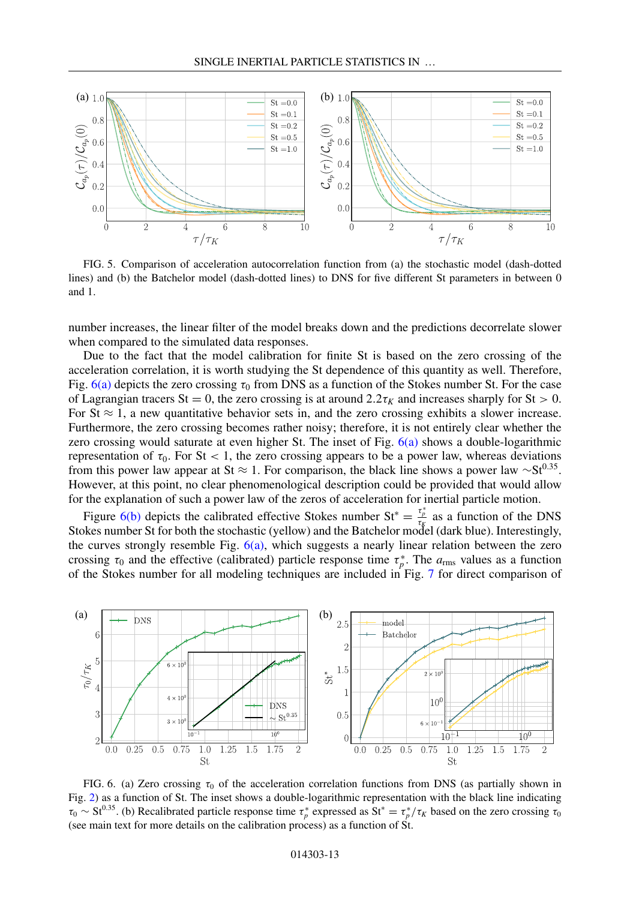(a)

1.0
0.8
0.6
0.4
0.2
0.0

$C_{a_p}(\tau)/C_{a_p}(0)$

0 2 4 6 8 10

$\tau/\tau_K$

St =0.0
St =0.1
St =0.2
St =0.5
St =1.0

(b)

1.0
0.8
0.6
0.4
0.2
0.0

$C_{a_p}(\tau)/C_{a_p}(0)$

0 2 4 6 8 10

$\tau/\tau_K$

St =0.0
St =0.1
St =0.2
St =0.5
St =1.0

FIG. 5. Comparison of acceleration autocorrelation function from (a) the stochastic model (dash-dotted lines) and (b) the Batchelor model (dash-dotted lines) to DNS for five different St parameters in between 0 and 1.

number increases, the linear filter of the model breaks down and the predictions decorrelate slower when compared to the simulated data responses.

Due to the fact that the model calibration for finite St is based on the zero crossing of the acceleration correlation, it is worth studying the St dependence of this quantity as well. Therefore, Fig. 6(a) depicts the zero crossing $\tau_0$ from DNS as a function of the Stokes number St. For the case of Lagrangian tracers St = 0, the zero crossing is at around $2.2\tau_K$ and increases sharply for St > 0. For St ≈ 1, a new quantitative behavior sets in, and the zero crossing exhibits a slower increase. Furthermore, the zero crossing becomes rather noisy; therefore, it is not entirely clear whether the zero crossing would saturate at even higher St. The inset of Fig. 6(a) shows a double-logarithmic representation of $\tau_0$. For St < 1, the zero crossing appears to be a power law, whereas deviations from this power law appear at St ≈ 1. For comparison, the black line shows a power law $\sim \mathrm{St}^{0.35}$. However, at this point, no clear phenomenological description could be provided that would allow for the explanation of such a power law of the zeros of acceleration for inertial particle motion.

Figure 6(b) depicts the calibrated effective Stokes number $\mathrm{St}^* = \frac{\tau_p^*}{\tau_K}$ as a function of the DNS Stokes number St for both the stochastic (yellow) and the Batchelor model (dark blue). Interestingly, the curves strongly resemble Fig. 6(a), which suggests a nearly linear relation between the zero crossing $\tau_0$ and the effective (calibrated) particle response time $\tau_p^*$. The $a_{\mathrm{rms}}$ values as a function of the Stokes number for all modeling techniques are included in Fig. 7 for direct comparison of

(a)

DNS

6
5
4
3
2

$\tau_0/\tau_K$

0.0 0.25 0.5 0.75 1.0 1.25 1.5 1.75 2

St

$6\times10^0$
$4\times10^0$
$3\times10^0$

$10^{-1}$ $10^0$

DNS
$\sim \mathrm{St}^{0.35}$

(b)

model
Batchelor

2.5
2
1.5
1
0.5
0

$\mathrm{St}^*$

0.0 0.25 0.5 0.75 1.0 1.25 1.5 1.75 2

St

$2\times10^0$
$10^0$
$6\times10^{-1}$

$10^{-1}$ $10^0$

FIG. 6. (a) Zero crossing $\tau_0$ of the acceleration correlation functions from DNS (as partially shown in Fig. 2) as a function of St. The inset shows a double-logarithmic representation with the black line indicating $\tau_0 \sim \mathrm{St}^{0.35}$. (b) Recalibrated particle response time $\tau_p^*$ expressed as $\mathrm{St}^* = \tau_p^*/\tau_K$ based on the zero crossing $\tau_0$ (see main text for more details on the calibration process) as a function of St.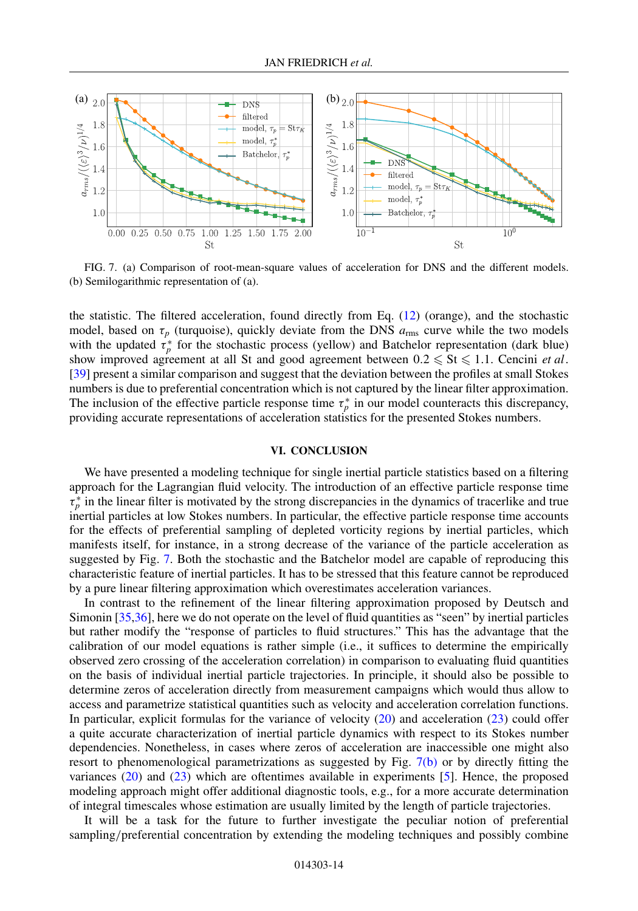(a)

$a_{rms}/(\langle\varepsilon\rangle^3/\nu)^{1/4}$

2.0
1.8
1.6
1.4
1.2
1.0

0.00 0.25 0.50 0.75 1.00 1.25 1.50 1.75 2.00

St

DNS
filtered
model, $\tau_p = \mathrm{St}\tau_K$
model, $\tau_p^*$
Batchelor, $\tau_p^*$

(b)

$a_{rms}/(\langle\varepsilon\rangle^3/\nu)^{1/4}$

2.0
1.8
1.6
1.4
1.2
1.0

$10^{-1}$ $10^{0}$

St

DNS
filtered
model, $\tau_p = \mathrm{St}\tau_K$
model, $\tau_p^*$
Batchelor, $\tau_p^*$

FIG. 7. (a) Comparison of root-mean-square values of acceleration for DNS and the different models. (b) Semilogarithmic representation of (a).

the statistic. The filtered acceleration, found directly from Eq. (12) (orange), and the stochastic model, based on $\tau_p$ (turquoise), quickly deviate from the DNS $a_{\mathrm{rms}}$ curve while the two models with the updated $\tau_p^*$ for the stochastic process (yellow) and Batchelor representation (dark blue) show improved agreement at all St and good agreement between $0.2 \leqslant \mathrm{St} \leqslant 1.1$. Cencini *et al.* [39] present a similar comparison and suggest that the deviation between the profiles at small Stokes numbers is due to preferential concentration which is not captured by the linear filter approximation. The inclusion of the effective particle response time $\tau_p^*$ in our model counteracts this discrepancy, providing accurate representations of acceleration statistics for the presented Stokes numbers.

## VI. CONCLUSION

We have presented a modeling technique for single inertial particle statistics based on a filtering approach for the Lagrangian fluid velocity. The introduction of an effective particle response time $\tau_p^*$ in the linear filter is motivated by the strong discrepancies in the dynamics of tracerlike and true inertial particles at low Stokes numbers. In particular, the effective particle response time accounts for the effects of preferential sampling of depleted vorticity regions by inertial particles, which manifests itself, for instance, in a strong decrease of the variance of the particle acceleration as suggested by Fig. 7. Both the stochastic and the Batchelor model are capable of reproducing this characteristic feature of inertial particles. It has to be stressed that this feature cannot be reproduced by a pure linear filtering approximation which overestimates acceleration variances.

In contrast to the refinement of the linear filtering approximation proposed by Deutsch and Simonin [35,36], here we do not operate on the level of fluid quantities as "seen" by inertial particles but rather modify the "response of particles to fluid structures." This has the advantage that the calibration of our model equations is rather simple (i.e., it suffices to determine the empirically observed zero crossing of the acceleration correlation) in comparison to evaluating fluid quantities on the basis of individual inertial particle trajectories. In principle, it should also be possible to determine zeros of acceleration directly from measurement campaigns which would thus allow to access and parametrize statistical quantities such as velocity and acceleration correlation functions. In particular, explicit formulas for the variance of velocity (20) and acceleration (23) could offer a quite accurate characterization of inertial particle dynamics with respect to its Stokes number dependencies. Nonetheless, in cases where zeros of acceleration are inaccessible one might also resort to phenomenological parametrizations as suggested by Fig. 7(b) or by directly fitting the variances (20) and (23) which are oftentimes available in experiments [5]. Hence, the proposed modeling approach might offer additional diagnostic tools, e.g., for a more accurate determination of integral timescales whose estimation are usually limited by the length of particle trajectories.

It will be a task for the future to further investigate the peculiar notion of preferential sampling/preferential concentration by extending the modeling techniques and possibly combine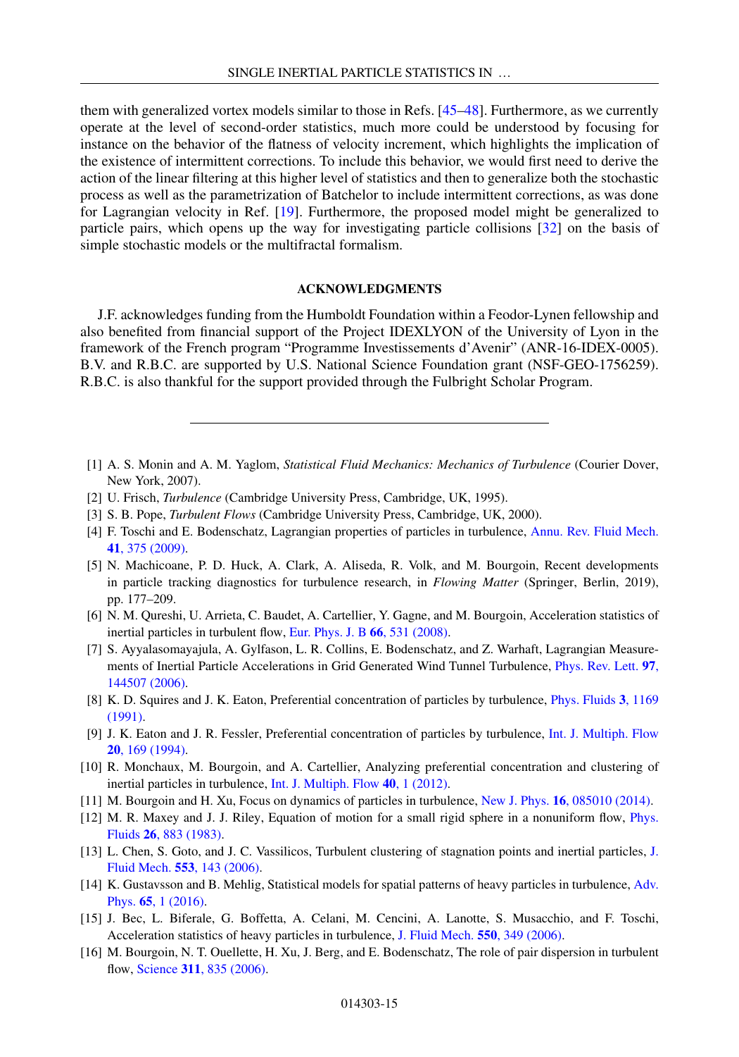them with generalized vortex models similar to those in Refs. [45–48]. Furthermore, as we currently operate at the level of second-order statistics, much more could be understood by focusing for instance on the behavior of the flatness of velocity increment, which highlights the implication of the existence of intermittent corrections. To include this behavior, we would first need to derive the action of the linear filtering at this higher level of statistics and then to generalize both the stochastic process as well as the parametrization of Batchelor to include intermittent corrections, as was done for Lagrangian velocity in Ref. [19]. Furthermore, the proposed model might be generalized to particle pairs, which opens up the way for investigating particle collisions [32] on the basis of simple stochastic models or the multifractal formalism.

## ACKNOWLEDGMENTS

J.F. acknowledges funding from the Humboldt Foundation within a Feodor-Lynen fellowship and also benefited from financial support of the Project IDEXLYON of the University of Lyon in the framework of the French program "Programme Investissements d'Avenir" (ANR-16-IDEX-0005). B.V. and R.B.C. are supported by U.S. National Science Foundation grant (NSF-GEO-1756259). R.B.C. is also thankful for the support provided through the Fulbright Scholar Program.

---

[1] A. S. Monin and A. M. Yaglom, *Statistical Fluid Mechanics: Mechanics of Turbulence* (Courier Dover, New York, 2007).

[2] U. Frisch, *Turbulence* (Cambridge University Press, Cambridge, UK, 1995).

[3] S. B. Pope, *Turbulent Flows* (Cambridge University Press, Cambridge, UK, 2000).

[4] F. Toschi and E. Bodenschatz, Lagrangian properties of particles in turbulence, Annu. Rev. Fluid Mech. **41**, 375 (2009).

[5] N. Machicoane, P. D. Huck, A. Clark, A. Aliseda, R. Volk, and M. Bourgoin, Recent developments in particle tracking diagnostics for turbulence research, in *Flowing Matter* (Springer, Berlin, 2019), pp. 177–209.

[6] N. M. Qureshi, U. Arrieta, C. Baudet, A. Cartellier, Y. Gagne, and M. Bourgoin, Acceleration statistics of inertial particles in turbulent flow, Eur. Phys. J. B **66**, 531 (2008).

[7] S. Ayyalasomayajula, A. Gylfason, L. R. Collins, E. Bodenschatz, and Z. Warhaft, Lagrangian Measurements of Inertial Particle Accelerations in Grid Generated Wind Tunnel Turbulence, Phys. Rev. Lett. **97**, 144507 (2006).

[8] K. D. Squires and J. K. Eaton, Preferential concentration of particles by turbulence, Phys. Fluids **3**, 1169 (1991).

[9] J. K. Eaton and J. R. Fessler, Preferential concentration of particles by turbulence, Int. J. Multiph. Flow **20**, 169 (1994).

[10] R. Monchaux, M. Bourgoin, and A. Cartellier, Analyzing preferential concentration and clustering of inertial particles in turbulence, Int. J. Multiph. Flow **40**, 1 (2012).

[11] M. Bourgoin and H. Xu, Focus on dynamics of particles in turbulence, New J. Phys. **16**, 085010 (2014).

[12] M. R. Maxey and J. J. Riley, Equation of motion for a small rigid sphere in a nonuniform flow, Phys. Fluids **26**, 883 (1983).

[13] L. Chen, S. Goto, and J. C. Vassilicos, Turbulent clustering of stagnation points and inertial particles, J. Fluid Mech. **553**, 143 (2006).

[14] K. Gustavsson and B. Mehlig, Statistical models for spatial patterns of heavy particles in turbulence, Adv. Phys. **65**, 1 (2016).

[15] J. Bec, L. Biferale, G. Boffetta, A. Celani, M. Cencini, A. Lanotte, S. Musacchio, and F. Toschi, Acceleration statistics of heavy particles in turbulence, J. Fluid Mech. **550**, 349 (2006).

[16] M. Bourgoin, N. T. Ouellette, H. Xu, J. Berg, and E. Bodenschatz, The role of pair dispersion in turbulent flow, Science **311**, 835 (2006).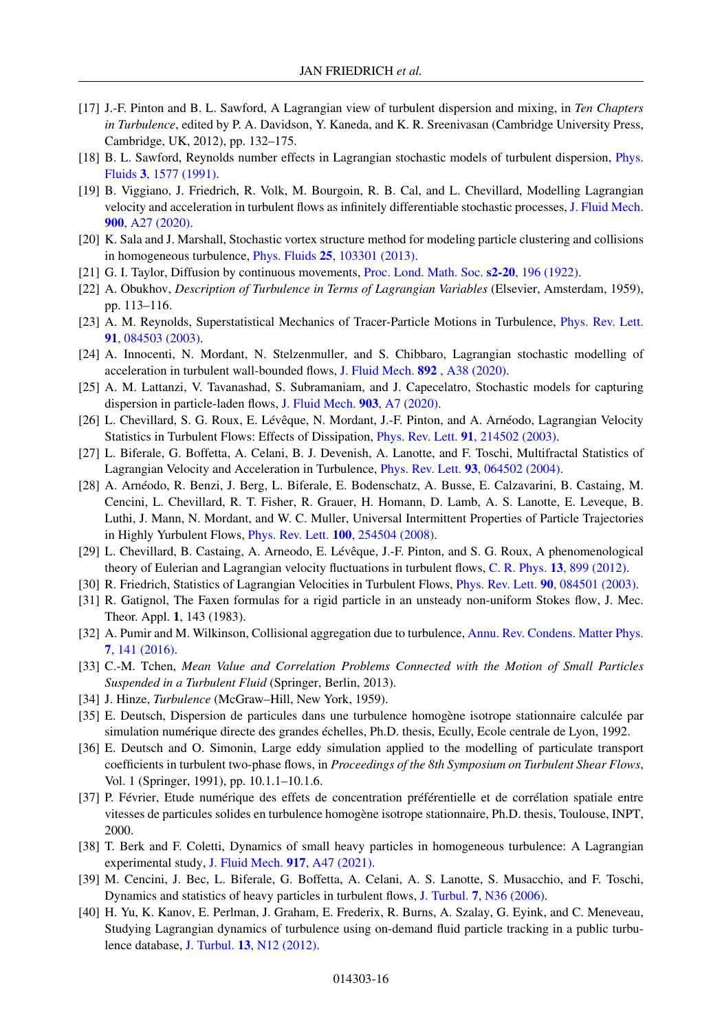[17] J.-F. Pinton and B. L. Sawford, A Lagrangian view of turbulent dispersion and mixing, in *Ten Chapters in Turbulence*, edited by P. A. Davidson, Y. Kaneda, and K. R. Sreenivasan (Cambridge University Press, Cambridge, UK, 2012), pp. 132–175.

[18] B. L. Sawford, Reynolds number effects in Lagrangian stochastic models of turbulent dispersion, Phys. Fluids **3**, 1577 (1991).

[19] B. Viggiano, J. Friedrich, R. Volk, M. Bourgoin, R. B. Cal, and L. Chevillard, Modelling Lagrangian velocity and acceleration in turbulent flows as infinitely differentiable stochastic processes, J. Fluid Mech. **900**, A27 (2020).

[20] K. Sala and J. Marshall, Stochastic vortex structure method for modeling particle clustering and collisions in homogeneous turbulence, Phys. Fluids **25**, 103301 (2013).

[21] G. I. Taylor, Diffusion by continuous movements, Proc. Lond. Math. Soc. **s2-20**, 196 (1922).

[22] A. Obukhov, *Description of Turbulence in Terms of Lagrangian Variables* (Elsevier, Amsterdam, 1959), pp. 113–116.

[23] A. M. Reynolds, Superstatistical Mechanics of Tracer-Particle Motions in Turbulence, Phys. Rev. Lett. **91**, 084503 (2003).

[24] A. Innocenti, N. Mordant, N. Stelzenmuller, and S. Chibbaro, Lagrangian stochastic modelling of acceleration in turbulent wall-bounded flows, J. Fluid Mech. **892** , A38 (2020).

[25] A. M. Lattanzi, V. Tavanashad, S. Subramaniam, and J. Capecelatro, Stochastic models for capturing dispersion in particle-laden flows, J. Fluid Mech. **903**, A7 (2020).

[26] L. Chevillard, S. G. Roux, E. Lévêque, N. Mordant, J.-F. Pinton, and A. Arnéodo, Lagrangian Velocity Statistics in Turbulent Flows: Effects of Dissipation, Phys. Rev. Lett. **91**, 214502 (2003).

[27] L. Biferale, G. Boffetta, A. Celani, B. J. Devenish, A. Lanotte, and F. Toschi, Multifractal Statistics of Lagrangian Velocity and Acceleration in Turbulence, Phys. Rev. Lett. **93**, 064502 (2004).

[28] A. Arnéodo, R. Benzi, J. Berg, L. Biferale, E. Bodenschatz, A. Busse, E. Calzavarini, B. Castaing, M. Cencini, L. Chevillard, R. T. Fisher, R. Grauer, H. Homann, D. Lamb, A. S. Lanotte, E. Leveque, B. Luthi, J. Mann, N. Mordant, and W. C. Muller, Universal Intermittent Properties of Particle Trajectories in Highly Yurbulent Flows, Phys. Rev. Lett. **100**, 254504 (2008).

[29] L. Chevillard, B. Castaing, A. Arneodo, E. Lévêque, J.-F. Pinton, and S. G. Roux, A phenomenological theory of Eulerian and Lagrangian velocity fluctuations in turbulent flows, C. R. Phys. **13**, 899 (2012).

[30] R. Friedrich, Statistics of Lagrangian Velocities in Turbulent Flows, Phys. Rev. Lett. **90**, 084501 (2003).

[31] R. Gatignol, The Faxen formulas for a rigid particle in an unsteady non-uniform Stokes flow, J. Mec. Theor. Appl. **1**, 143 (1983).

[32] A. Pumir and M. Wilkinson, Collisional aggregation due to turbulence, Annu. Rev. Condens. Matter Phys. **7**, 141 (2016).

[33] C.-M. Tchen, *Mean Value and Correlation Problems Connected with the Motion of Small Particles Suspended in a Turbulent Fluid* (Springer, Berlin, 2013).

[34] J. Hinze, *Turbulence* (McGraw–Hill, New York, 1959).

[35] E. Deutsch, Dispersion de particules dans une turbulence homogène isotrope stationnaire calculée par simulation numérique directe des grandes échelles, Ph.D. thesis, Ecully, Ecole centrale de Lyon, 1992.

[36] E. Deutsch and O. Simonin, Large eddy simulation applied to the modelling of particulate transport coefficients in turbulent two-phase flows, in *Proceedings of the 8th Symposium on Turbulent Shear Flows*, Vol. 1 (Springer, 1991), pp. 10.1.1–10.1.6.

[37] P. Février, Etude numérique des effets de concentration préférentielle et de corrélation spatiale entre vitesses de particules solides en turbulence homogène isotrope stationnaire, Ph.D. thesis, Toulouse, INPT, 2000.

[38] T. Berk and F. Coletti, Dynamics of small heavy particles in homogeneous turbulence: A Lagrangian experimental study, J. Fluid Mech. **917**, A47 (2021).

[39] M. Cencini, J. Bec, L. Biferale, G. Boffetta, A. Celani, A. S. Lanotte, S. Musacchio, and F. Toschi, Dynamics and statistics of heavy particles in turbulent flows, J. Turbul. **7**, N36 (2006).

[40] H. Yu, K. Kanov, E. Perlman, J. Graham, E. Frederix, R. Burns, A. Szalay, G. Eyink, and C. Meneveau, Studying Lagrangian dynamics of turbulence using on-demand fluid particle tracking in a public turbulence database, J. Turbul. **13**, N12 (2012).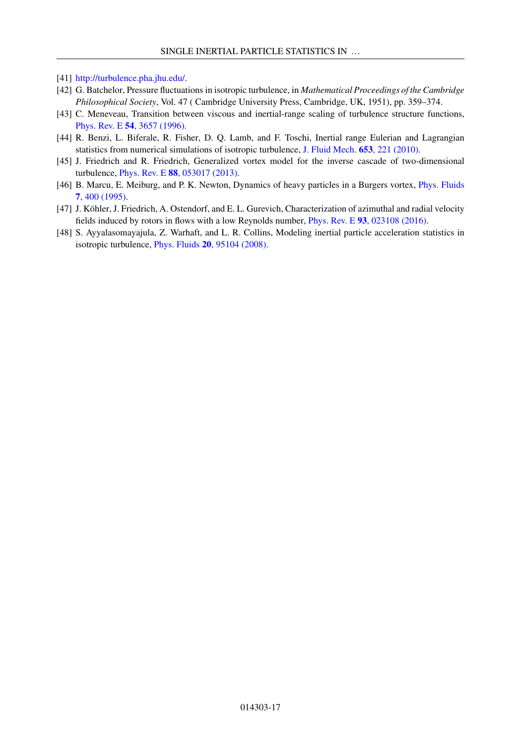[41] http://turbulence.pha.jhu.edu/.

[42] G. Batchelor, Pressure fluctuations in isotropic turbulence, in *Mathematical Proceedings of the Cambridge Philosophical Society*, Vol. 47 ( Cambridge University Press, Cambridge, UK, 1951), pp. 359–374.

[43] C. Meneveau, Transition between viscous and inertial-range scaling of turbulence structure functions, Phys. Rev. E **54**, 3657 (1996).

[44] R. Benzi, L. Biferale, R. Fisher, D. Q. Lamb, and F. Toschi, Inertial range Eulerian and Lagrangian statistics from numerical simulations of isotropic turbulence, J. Fluid Mech. **653**, 221 (2010).

[45] J. Friedrich and R. Friedrich, Generalized vortex model for the inverse cascade of two-dimensional turbulence, Phys. Rev. E **88**, 053017 (2013).

[46] B. Marcu, E. Meiburg, and P. K. Newton, Dynamics of heavy particles in a Burgers vortex, Phys. Fluids **7**, 400 (1995).

[47] J. Köhler, J. Friedrich, A. Ostendorf, and E. L. Gurevich, Characterization of azimuthal and radial velocity fields induced by rotors in flows with a low Reynolds number, Phys. Rev. E **93**, 023108 (2016).

[48] S. Ayyalasomayajula, Z. Warhaft, and L. R. Collins, Modeling inertial particle acceleration statistics in isotropic turbulence, Phys. Fluids **20**, 95104 (2008).